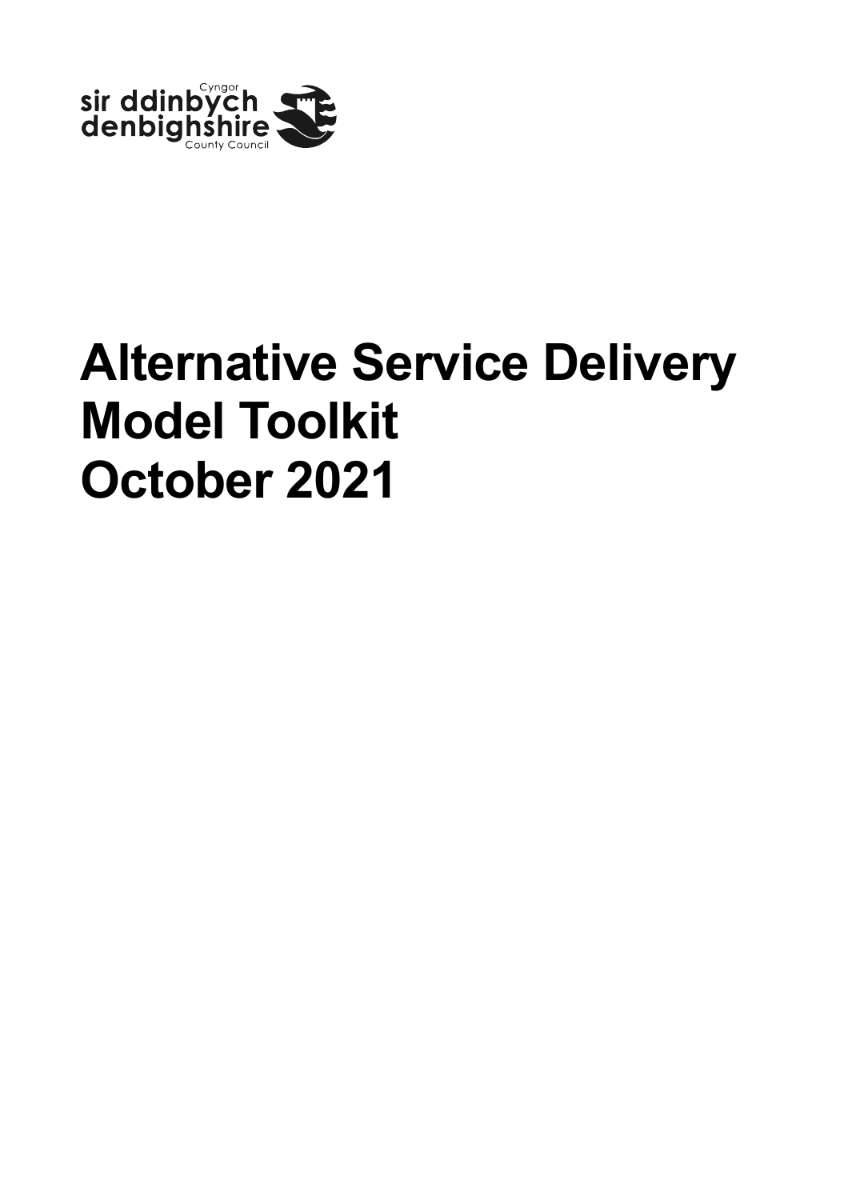Cyngor sir ddinbych denbighshire County Council

# Alternative Service Delivery Model Toolkit October 2021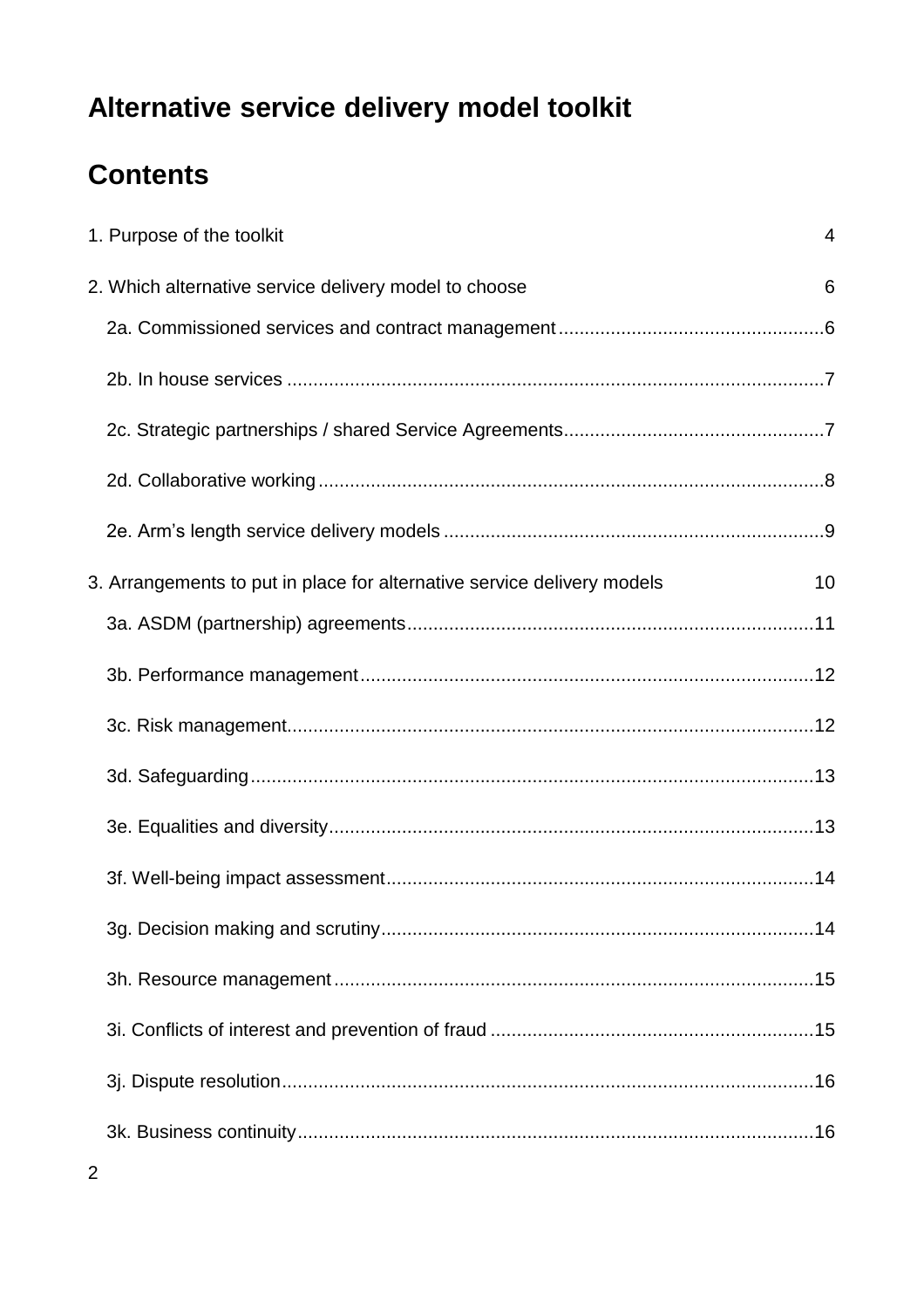# Alternative service delivery model toolkit

## Contents

1. Purpose of the toolkit 4

2. Which alternative service delivery model to choose 6

- 2a. Commissioned services and contract management 6
- 2b. In house services 7
- 2c. Strategic partnerships / shared Service Agreements 7
- 2d. Collaborative working 8
- 2e. Arm's length service delivery models 9

3. Arrangements to put in place for alternative service delivery models 10

- 3a. ASDM (partnership) agreements 11
- 3b. Performance management 12
- 3c. Risk management 12
- 3d. Safeguarding 13
- 3e. Equalities and diversity 13
- 3f. Well-being impact assessment 14
- 3g. Decision making and scrutiny 14
- 3h. Resource management 15
- 3i. Conflicts of interest and prevention of fraud 15
- 3j. Dispute resolution 16
- 3k. Business continuity 16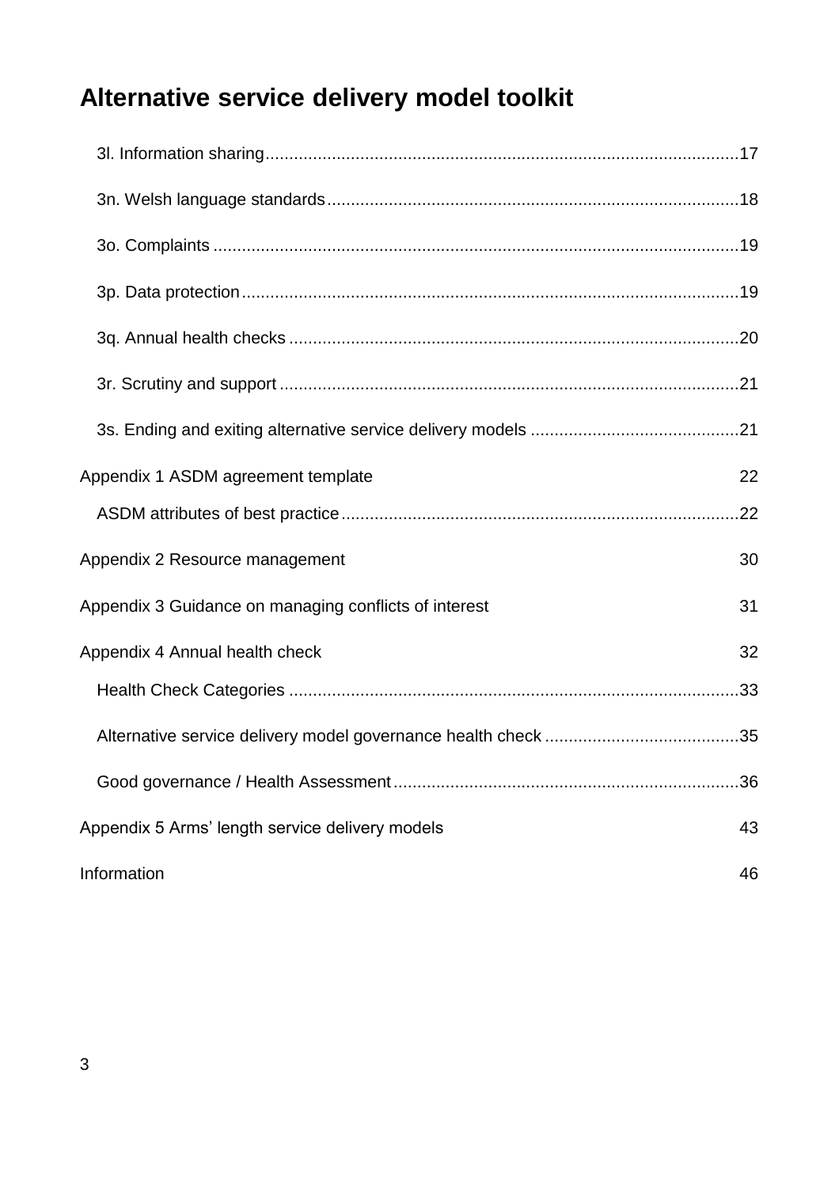# Alternative service delivery model toolkit

3l. Information sharing....17

3n. Welsh language standards....18

3o. Complaints....19

3p. Data protection....19

3q. Annual health checks....20

3r. Scrutiny and support....21

3s. Ending and exiting alternative service delivery models....21

Appendix 1 ASDM agreement template 22

ASDM attributes of best practice....22

Appendix 2 Resource management 30

Appendix 3 Guidance on managing conflicts of interest 31

Appendix 4 Annual health check 32

Health Check Categories....33

Alternative service delivery model governance health check....35

Good governance / Health Assessment....36

Appendix 5 Arms' length service delivery models 43

Information 46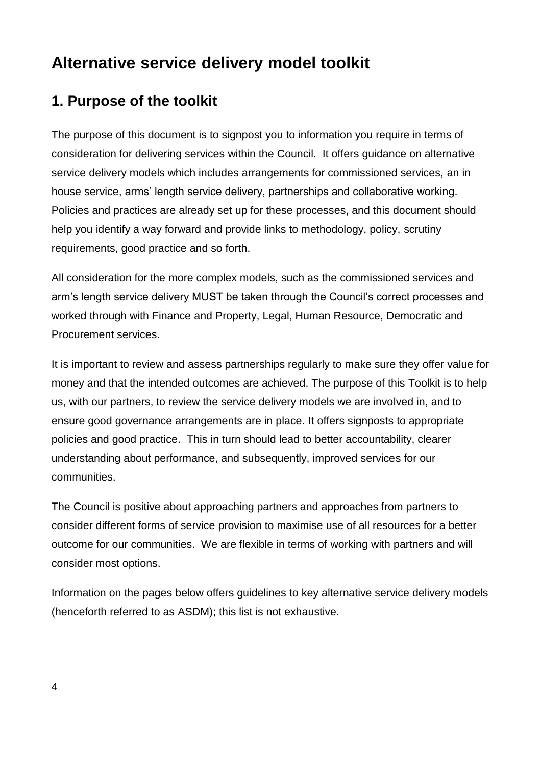# Alternative service delivery model toolkit

## 1. Purpose of the toolkit

The purpose of this document is to signpost you to information you require in terms of consideration for delivering services within the Council. It offers guidance on alternative service delivery models which includes arrangements for commissioned services, an in house service, arms' length service delivery, partnerships and collaborative working. Policies and practices are already set up for these processes, and this document should help you identify a way forward and provide links to methodology, policy, scrutiny requirements, good practice and so forth.

All consideration for the more complex models, such as the commissioned services and arm's length service delivery MUST be taken through the Council's correct processes and worked through with Finance and Property, Legal, Human Resource, Democratic and Procurement services.

It is important to review and assess partnerships regularly to make sure they offer value for money and that the intended outcomes are achieved. The purpose of this Toolkit is to help us, with our partners, to review the service delivery models we are involved in, and to ensure good governance arrangements are in place. It offers signposts to appropriate policies and good practice. This in turn should lead to better accountability, clearer understanding about performance, and subsequently, improved services for our communities.

The Council is positive about approaching partners and approaches from partners to consider different forms of service provision to maximise use of all resources for a better outcome for our communities. We are flexible in terms of working with partners and will consider most options.

Information on the pages below offers guidelines to key alternative service delivery models (henceforth referred to as ASDM); this list is not exhaustive.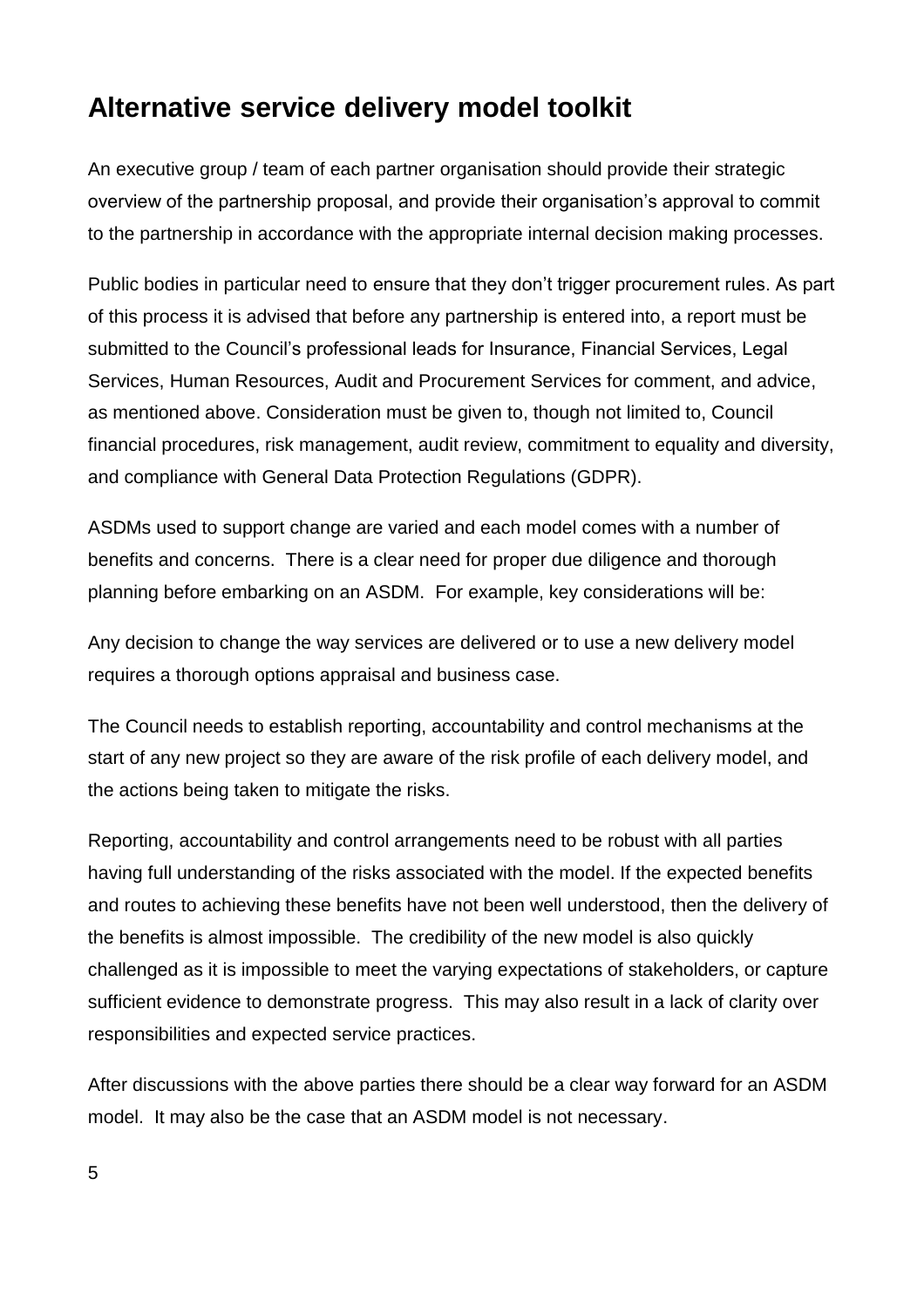## Alternative service delivery model toolkit

An executive group / team of each partner organisation should provide their strategic overview of the partnership proposal, and provide their organisation's approval to commit to the partnership in accordance with the appropriate internal decision making processes.

Public bodies in particular need to ensure that they don't trigger procurement rules. As part of this process it is advised that before any partnership is entered into, a report must be submitted to the Council's professional leads for Insurance, Financial Services, Legal Services, Human Resources, Audit and Procurement Services for comment, and advice, as mentioned above. Consideration must be given to, though not limited to, Council financial procedures, risk management, audit review, commitment to equality and diversity, and compliance with General Data Protection Regulations (GDPR).

ASDMs used to support change are varied and each model comes with a number of benefits and concerns. There is a clear need for proper due diligence and thorough planning before embarking on an ASDM. For example, key considerations will be:

Any decision to change the way services are delivered or to use a new delivery model requires a thorough options appraisal and business case.

The Council needs to establish reporting, accountability and control mechanisms at the start of any new project so they are aware of the risk profile of each delivery model, and the actions being taken to mitigate the risks.

Reporting, accountability and control arrangements need to be robust with all parties having full understanding of the risks associated with the model. If the expected benefits and routes to achieving these benefits have not been well understood, then the delivery of the benefits is almost impossible. The credibility of the new model is also quickly challenged as it is impossible to meet the varying expectations of stakeholders, or capture sufficient evidence to demonstrate progress. This may also result in a lack of clarity over responsibilities and expected service practices.

After discussions with the above parties there should be a clear way forward for an ASDM model. It may also be the case that an ASDM model is not necessary.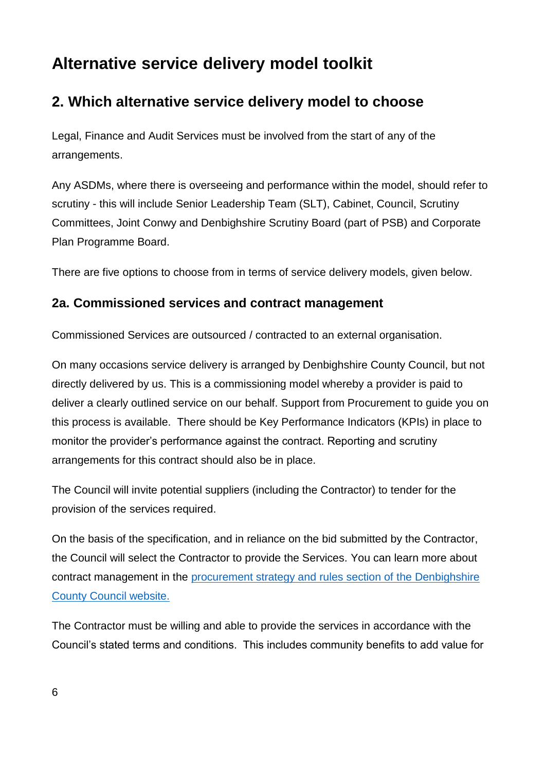# Alternative service delivery model toolkit

## 2. Which alternative service delivery model to choose

Legal, Finance and Audit Services must be involved from the start of any of the arrangements.

Any ASDMs, where there is overseeing and performance within the model, should refer to scrutiny - this will include Senior Leadership Team (SLT), Cabinet, Council, Scrutiny Committees, Joint Conwy and Denbighshire Scrutiny Board (part of PSB) and Corporate Plan Programme Board.

There are five options to choose from in terms of service delivery models, given below.

### 2a. Commissioned services and contract management

Commissioned Services are outsourced / contracted to an external organisation.

On many occasions service delivery is arranged by Denbighshire County Council, but not directly delivered by us. This is a commissioning model whereby a provider is paid to deliver a clearly outlined service on our behalf. Support from Procurement to guide you on this process is available. There should be Key Performance Indicators (KPIs) in place to monitor the provider's performance against the contract. Reporting and scrutiny arrangements for this contract should also be in place.

The Council will invite potential suppliers (including the Contractor) to tender for the provision of the services required.

On the basis of the specification, and in reliance on the bid submitted by the Contractor, the Council will select the Contractor to provide the Services. You can learn more about contract management in the [procurement strategy and rules section of the Denbighshire County Council website.]()

The Contractor must be willing and able to provide the services in accordance with the Council's stated terms and conditions. This includes community benefits to add value for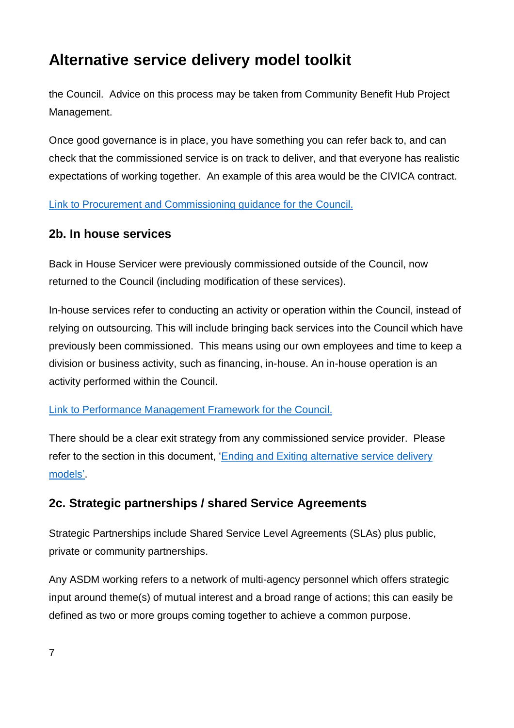the Council. Advice on this process may be taken from Community Benefit Hub Project Management.

Once good governance is in place, you have something you can refer back to, and can check that the commissioned service is on track to deliver, and that everyone has realistic expectations of working together. An example of this area would be the CIVICA contract.

Link to Procurement and Commissioning guidance for the Council.

## 2b. In house services

Back in House Servicer were previously commissioned outside of the Council, now returned to the Council (including modification of these services).

In-house services refer to conducting an activity or operation within the Council, instead of relying on outsourcing. This will include bringing back services into the Council which have previously been commissioned. This means using our own employees and time to keep a division or business activity, such as financing, in-house. An in-house operation is an activity performed within the Council.

Link to Performance Management Framework for the Council.

There should be a clear exit strategy from any commissioned service provider. Please refer to the section in this document, 'Ending and Exiting alternative service delivery models'.

## 2c. Strategic partnerships / shared Service Agreements

Strategic Partnerships include Shared Service Level Agreements (SLAs) plus public, private or community partnerships.

Any ASDM working refers to a network of multi-agency personnel which offers strategic input around theme(s) of mutual interest and a broad range of actions; this can easily be defined as two or more groups coming together to achieve a common purpose.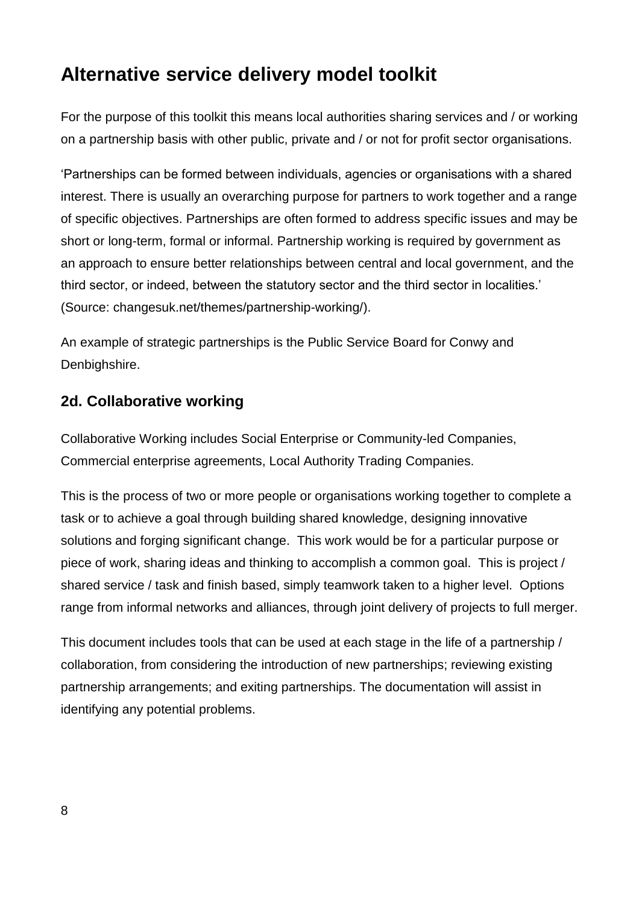## Alternative service delivery model toolkit

For the purpose of this toolkit this means local authorities sharing services and / or working on a partnership basis with other public, private and / or not for profit sector organisations.

'Partnerships can be formed between individuals, agencies or organisations with a shared interest. There is usually an overarching purpose for partners to work together and a range of specific objectives. Partnerships are often formed to address specific issues and may be short or long-term, formal or informal. Partnership working is required by government as an approach to ensure better relationships between central and local government, and the third sector, or indeed, between the statutory sector and the third sector in localities.' (Source: changesuk.net/themes/partnership-working/).

An example of strategic partnerships is the Public Service Board for Conwy and Denbighshire.

### 2d. Collaborative working

Collaborative Working includes Social Enterprise or Community-led Companies, Commercial enterprise agreements, Local Authority Trading Companies.

This is the process of two or more people or organisations working together to complete a task or to achieve a goal through building shared knowledge, designing innovative solutions and forging significant change. This work would be for a particular purpose or piece of work, sharing ideas and thinking to accomplish a common goal. This is project / shared service / task and finish based, simply teamwork taken to a higher level. Options range from informal networks and alliances, through joint delivery of projects to full merger.

This document includes tools that can be used at each stage in the life of a partnership / collaboration, from considering the introduction of new partnerships; reviewing existing partnership arrangements; and exiting partnerships. The documentation will assist in identifying any potential problems.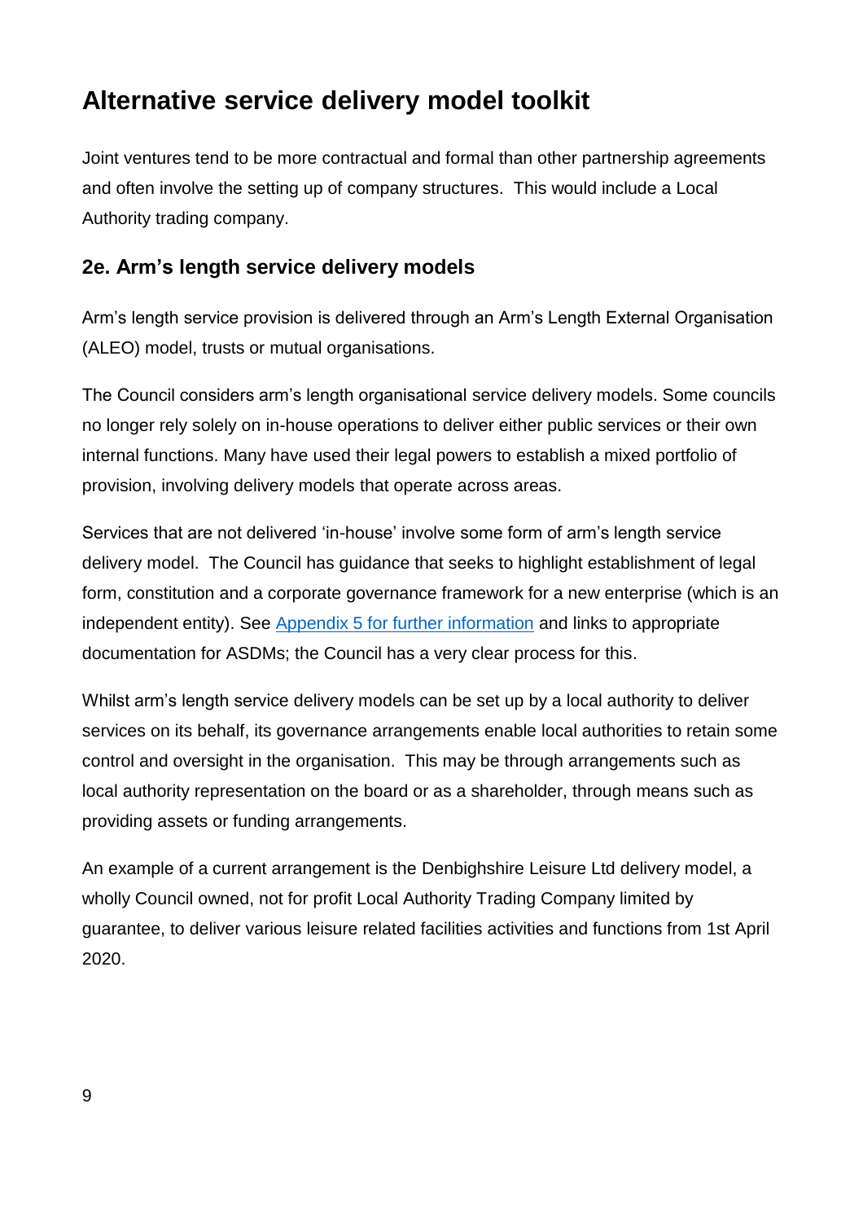# Alternative service delivery model toolkit

Joint ventures tend to be more contractual and formal than other partnership agreements and often involve the setting up of company structures. This would include a Local Authority trading company.

## 2e. Arm's length service delivery models

Arm's length service provision is delivered through an Arm's Length External Organisation (ALEO) model, trusts or mutual organisations.

The Council considers arm's length organisational service delivery models. Some councils no longer rely solely on in-house operations to deliver either public services or their own internal functions. Many have used their legal powers to establish a mixed portfolio of provision, involving delivery models that operate across areas.

Services that are not delivered 'in-house' involve some form of arm's length service delivery model. The Council has guidance that seeks to highlight establishment of legal form, constitution and a corporate governance framework for a new enterprise (which is an independent entity). See Appendix 5 for further information and links to appropriate documentation for ASDMs; the Council has a very clear process for this.

Whilst arm's length service delivery models can be set up by a local authority to deliver services on its behalf, its governance arrangements enable local authorities to retain some control and oversight in the organisation. This may be through arrangements such as local authority representation on the board or as a shareholder, through means such as providing assets or funding arrangements.

An example of a current arrangement is the Denbighshire Leisure Ltd delivery model, a wholly Council owned, not for profit Local Authority Trading Company limited by guarantee, to deliver various leisure related facilities activities and functions from 1st April 2020.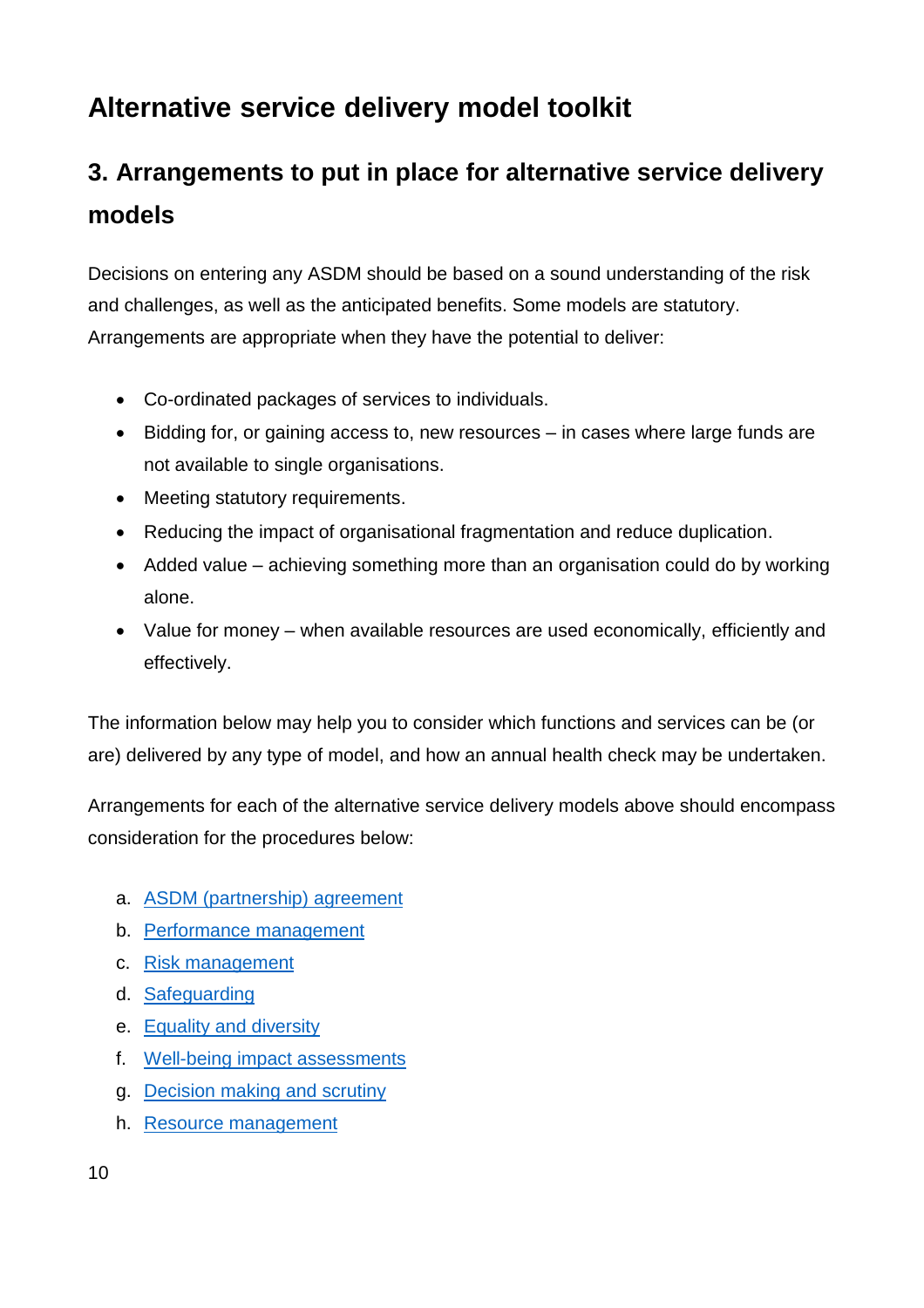# Alternative service delivery model toolkit

## 3. Arrangements to put in place for alternative service delivery models

Decisions on entering any ASDM should be based on a sound understanding of the risk and challenges, as well as the anticipated benefits. Some models are statutory. Arrangements are appropriate when they have the potential to deliver:

- Co-ordinated packages of services to individuals.
- Bidding for, or gaining access to, new resources – in cases where large funds are not available to single organisations.
- Meeting statutory requirements.
- Reducing the impact of organisational fragmentation and reduce duplication.
- Added value – achieving something more than an organisation could do by working alone.
- Value for money – when available resources are used economically, efficiently and effectively.

The information below may help you to consider which functions and services can be (or are) delivered by any type of model, and how an annual health check may be undertaken.

Arrangements for each of the alternative service delivery models above should encompass consideration for the procedures below:

a. ASDM (partnership) agreement
b. Performance management
c. Risk management
d. Safeguarding
e. Equality and diversity
f. Well-being impact assessments
g. Decision making and scrutiny
h. Resource management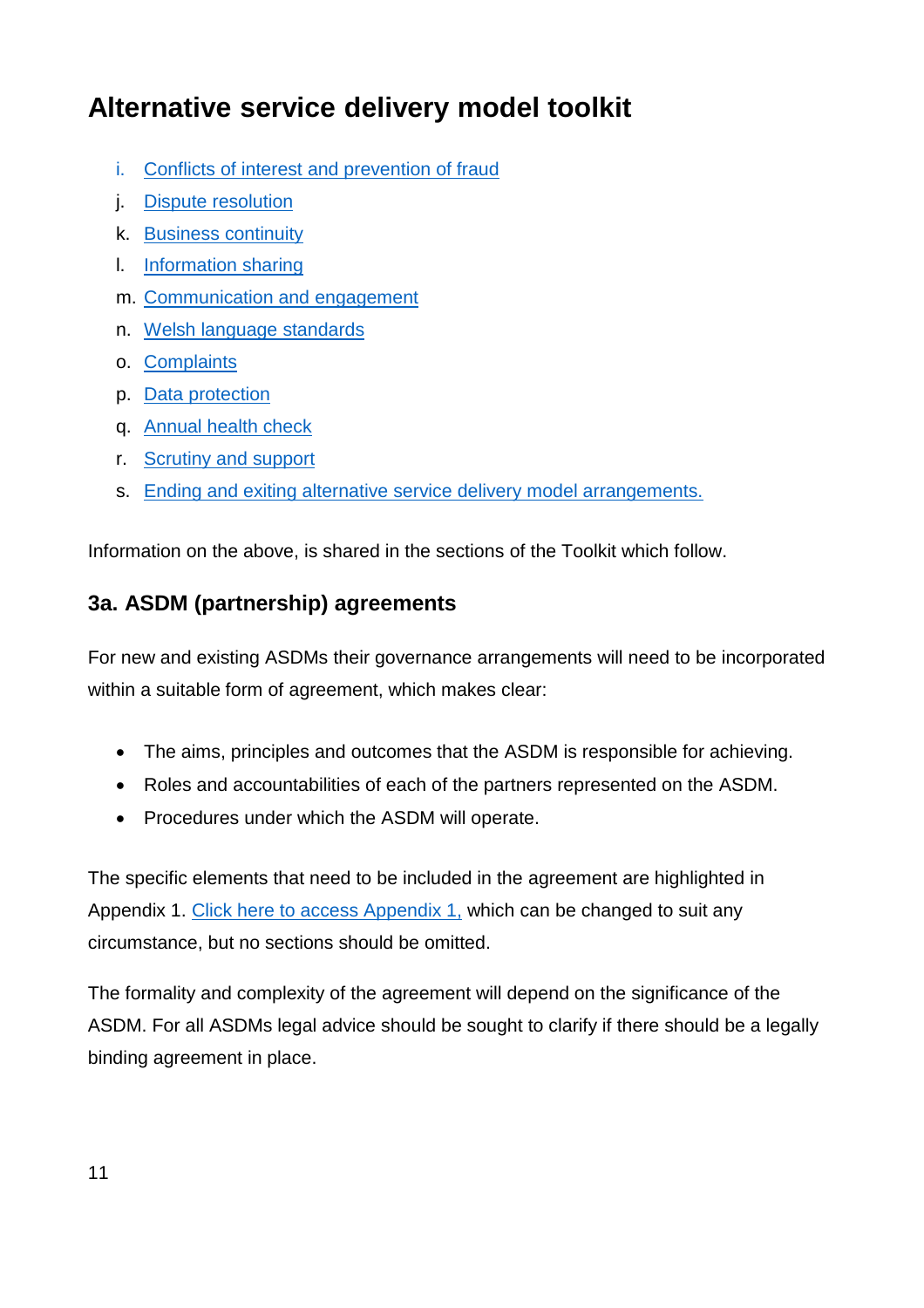# Alternative service delivery model toolkit

i. Conflicts of interest and prevention of fraud
j. Dispute resolution
k. Business continuity
l. Information sharing
m. Communication and engagement
n. Welsh language standards
o. Complaints
p. Data protection
q. Annual health check
r. Scrutiny and support
s. Ending and exiting alternative service delivery model arrangements.

Information on the above, is shared in the sections of the Toolkit which follow.

## 3a. ASDM (partnership) agreements

For new and existing ASDMs their governance arrangements will need to be incorporated within a suitable form of agreement, which makes clear:

- The aims, principles and outcomes that the ASDM is responsible for achieving.
- Roles and accountabilities of each of the partners represented on the ASDM.
- Procedures under which the ASDM will operate.

The specific elements that need to be included in the agreement are highlighted in Appendix 1. Click here to access Appendix 1, which can be changed to suit any circumstance, but no sections should be omitted.

The formality and complexity of the agreement will depend on the significance of the ASDM. For all ASDMs legal advice should be sought to clarify if there should be a legally binding agreement in place.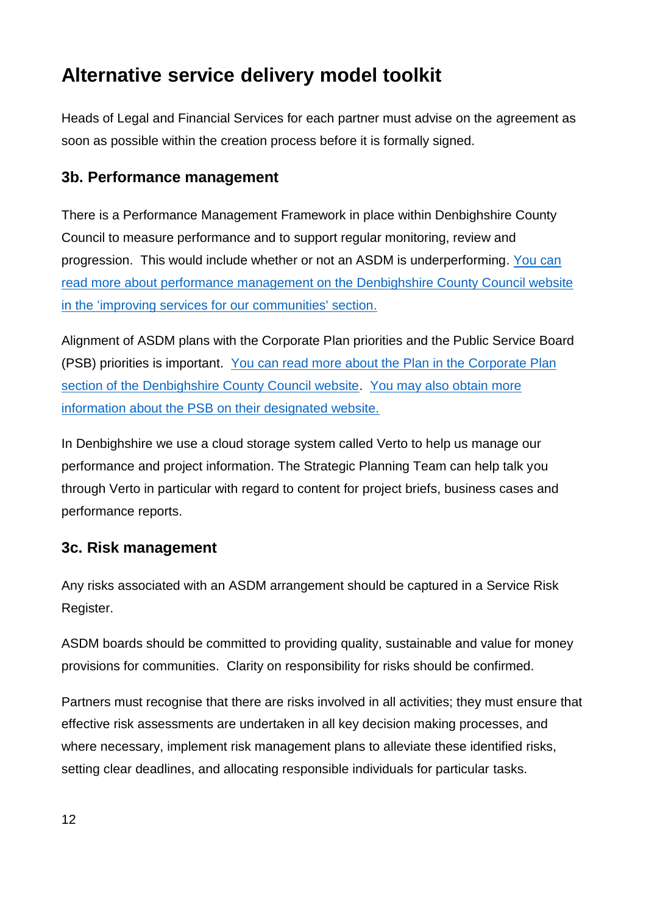# Alternative service delivery model toolkit

Heads of Legal and Financial Services for each partner must advise on the agreement as soon as possible within the creation process before it is formally signed.

### 3b. Performance management

There is a Performance Management Framework in place within Denbighshire County Council to measure performance and to support regular monitoring, review and progression. This would include whether or not an ASDM is underperforming. You can read more about performance management on the Denbighshire County Council website in the 'improving services for our communities' section.

Alignment of ASDM plans with the Corporate Plan priorities and the Public Service Board (PSB) priorities is important. You can read more about the Plan in the Corporate Plan section of the Denbighshire County Council website. You may also obtain more information about the PSB on their designated website.

In Denbighshire we use a cloud storage system called Verto to help us manage our performance and project information. The Strategic Planning Team can help talk you through Verto in particular with regard to content for project briefs, business cases and performance reports.

### 3c. Risk management

Any risks associated with an ASDM arrangement should be captured in a Service Risk Register.

ASDM boards should be committed to providing quality, sustainable and value for money provisions for communities. Clarity on responsibility for risks should be confirmed.

Partners must recognise that there are risks involved in all activities; they must ensure that effective risk assessments are undertaken in all key decision making processes, and where necessary, implement risk management plans to alleviate these identified risks, setting clear deadlines, and allocating responsible individuals for particular tasks.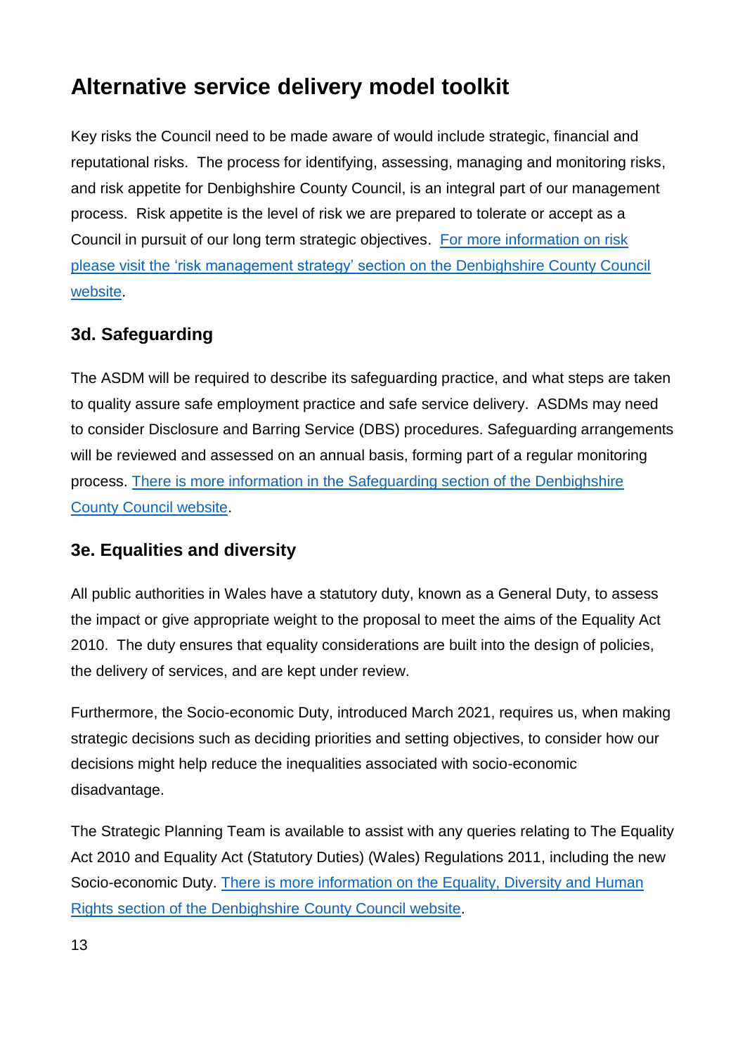Key risks the Council need to be made aware of would include strategic, financial and reputational risks. The process for identifying, assessing, managing and monitoring risks, and risk appetite for Denbighshire County Council, is an integral part of our management process. Risk appetite is the level of risk we are prepared to tolerate or accept as a Council in pursuit of our long term strategic objectives. For more information on risk please visit the 'risk management strategy' section on the Denbighshire County Council website.

### 3d. Safeguarding

The ASDM will be required to describe its safeguarding practice, and what steps are taken to quality assure safe employment practice and safe service delivery. ASDMs may need to consider Disclosure and Barring Service (DBS) procedures. Safeguarding arrangements will be reviewed and assessed on an annual basis, forming part of a regular monitoring process. There is more information in the Safeguarding section of the Denbighshire County Council website.

### 3e. Equalities and diversity

All public authorities in Wales have a statutory duty, known as a General Duty, to assess the impact or give appropriate weight to the proposal to meet the aims of the Equality Act 2010. The duty ensures that equality considerations are built into the design of policies, the delivery of services, and are kept under review.

Furthermore, the Socio-economic Duty, introduced March 2021, requires us, when making strategic decisions such as deciding priorities and setting objectives, to consider how our decisions might help reduce the inequalities associated with socio-economic disadvantage.

The Strategic Planning Team is available to assist with any queries relating to The Equality Act 2010 and Equality Act (Statutory Duties) (Wales) Regulations 2011, including the new Socio-economic Duty. There is more information on the Equality, Diversity and Human Rights section of the Denbighshire County Council website.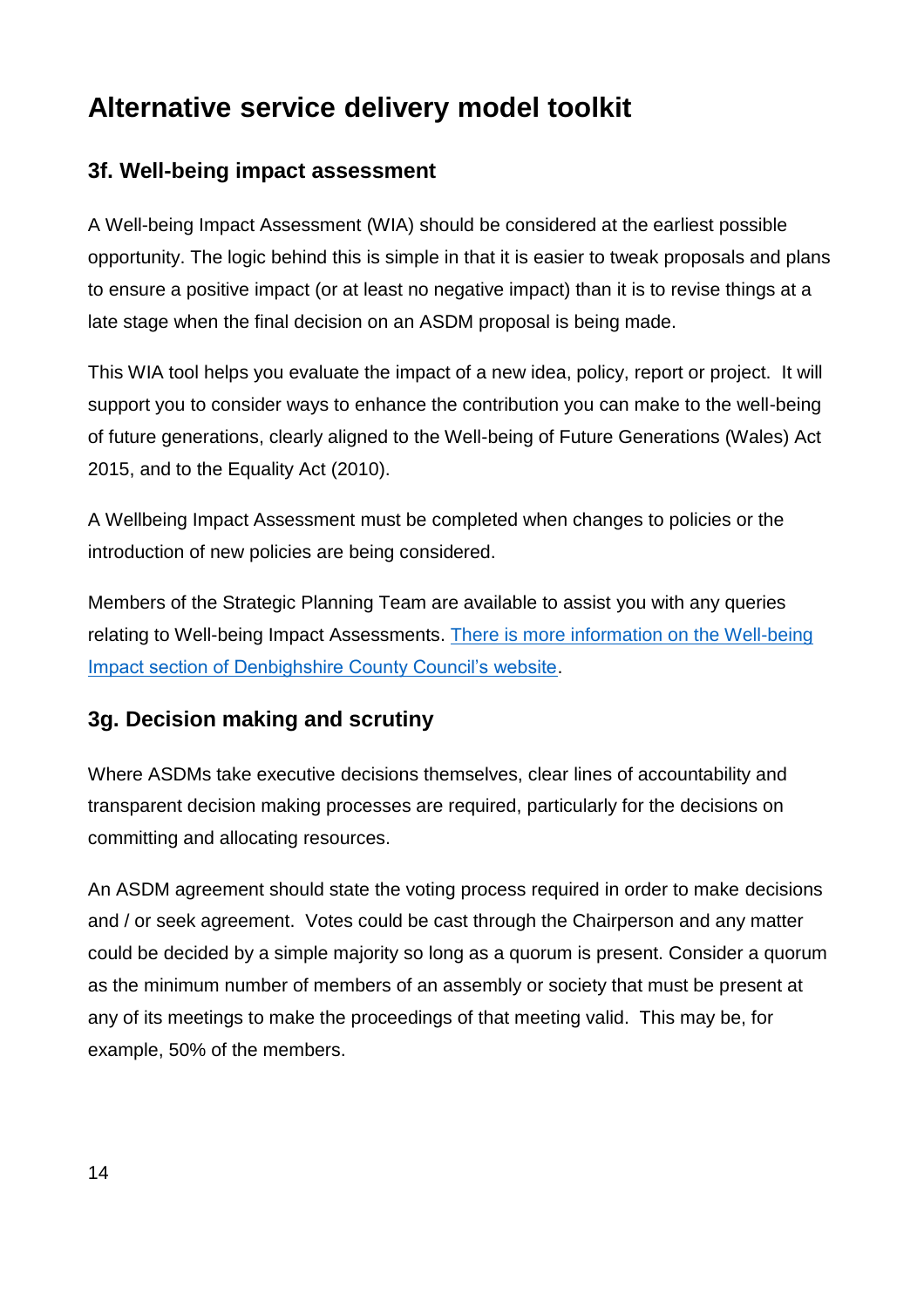# Alternative service delivery model toolkit

## 3f. Well-being impact assessment

A Well-being Impact Assessment (WIA) should be considered at the earliest possible opportunity. The logic behind this is simple in that it is easier to tweak proposals and plans to ensure a positive impact (or at least no negative impact) than it is to revise things at a late stage when the final decision on an ASDM proposal is being made.

This WIA tool helps you evaluate the impact of a new idea, policy, report or project. It will support you to consider ways to enhance the contribution you can make to the well-being of future generations, clearly aligned to the Well-being of Future Generations (Wales) Act 2015, and to the Equality Act (2010).

A Wellbeing Impact Assessment must be completed when changes to policies or the introduction of new policies are being considered.

Members of the Strategic Planning Team are available to assist you with any queries relating to Well-being Impact Assessments. [There is more information on the Well-being Impact section of Denbighshire County Council's website](https://www.denbighshire.gov.uk).

## 3g. Decision making and scrutiny

Where ASDMs take executive decisions themselves, clear lines of accountability and transparent decision making processes are required, particularly for the decisions on committing and allocating resources.

An ASDM agreement should state the voting process required in order to make decisions and / or seek agreement. Votes could be cast through the Chairperson and any matter could be decided by a simple majority so long as a quorum is present. Consider a quorum as the minimum number of members of an assembly or society that must be present at any of its meetings to make the proceedings of that meeting valid. This may be, for example, 50% of the members.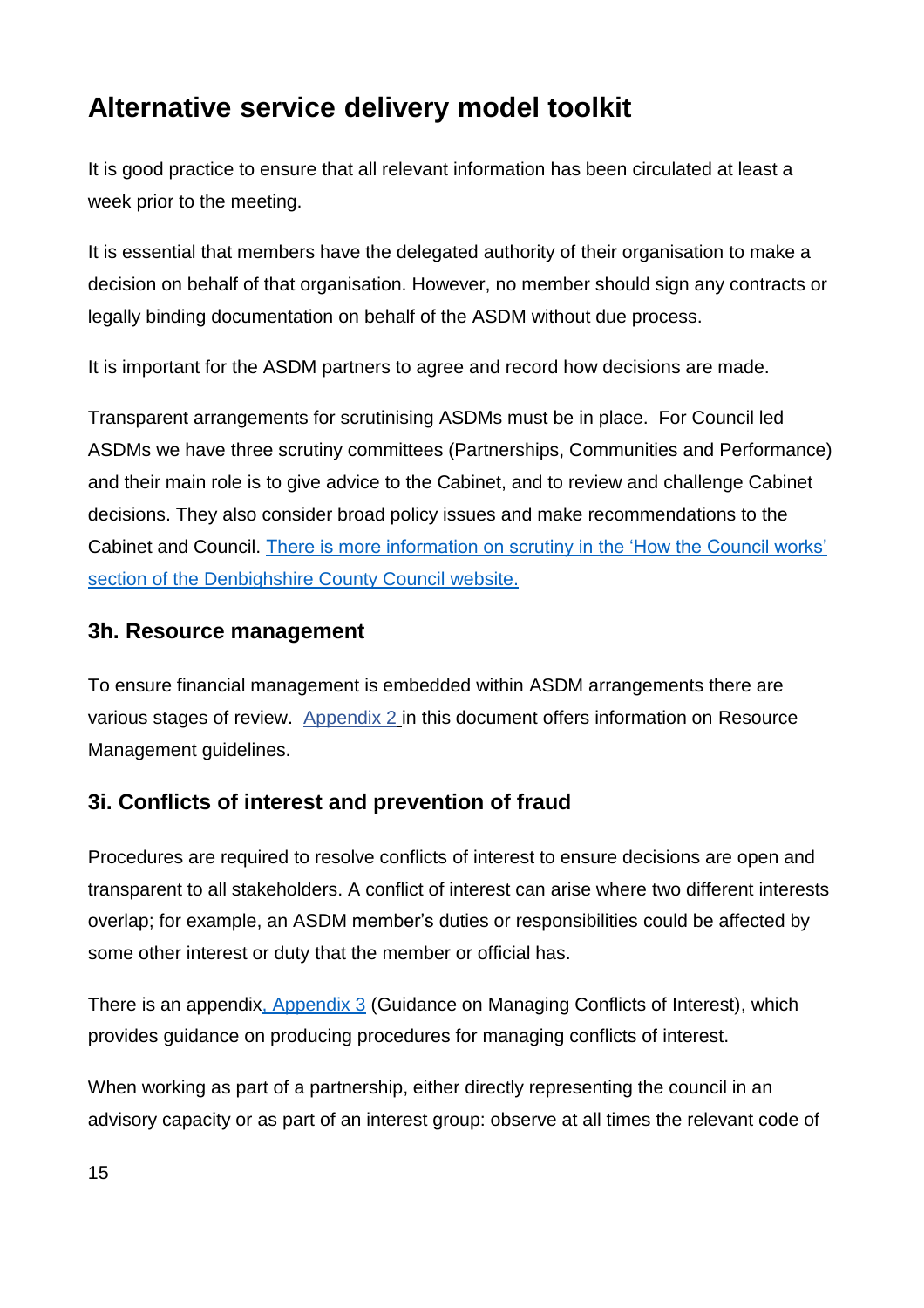It is good practice to ensure that all relevant information has been circulated at least a week prior to the meeting.

It is essential that members have the delegated authority of their organisation to make a decision on behalf of that organisation. However, no member should sign any contracts or legally binding documentation on behalf of the ASDM without due process.

It is important for the ASDM partners to agree and record how decisions are made.

Transparent arrangements for scrutinising ASDMs must be in place. For Council led ASDMs we have three scrutiny committees (Partnerships, Communities and Performance) and their main role is to give advice to the Cabinet, and to review and challenge Cabinet decisions. They also consider broad policy issues and make recommendations to the Cabinet and Council. There is more information on scrutiny in the 'How the Council works' section of the Denbighshire County Council website.

### 3h. Resource management

To ensure financial management is embedded within ASDM arrangements there are various stages of review. Appendix 2 in this document offers information on Resource Management guidelines.

### 3i. Conflicts of interest and prevention of fraud

Procedures are required to resolve conflicts of interest to ensure decisions are open and transparent to all stakeholders. A conflict of interest can arise where two different interests overlap; for example, an ASDM member's duties or responsibilities could be affected by some other interest or duty that the member or official has.

There is an appendix, Appendix 3 (Guidance on Managing Conflicts of Interest), which provides guidance on producing procedures for managing conflicts of interest.

When working as part of a partnership, either directly representing the council in an advisory capacity or as part of an interest group: observe at all times the relevant code of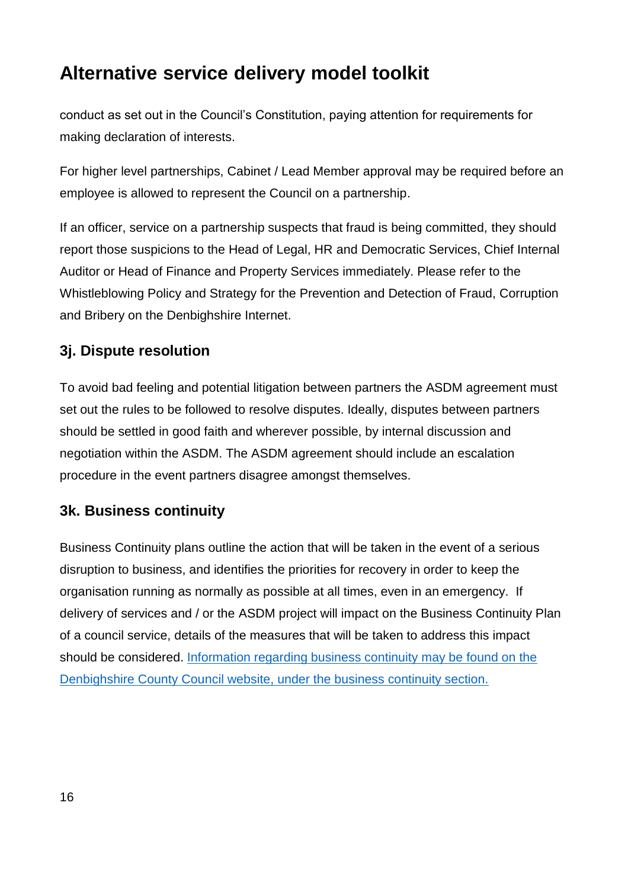conduct as set out in the Council's Constitution, paying attention for requirements for making declaration of interests.

For higher level partnerships, Cabinet / Lead Member approval may be required before an employee is allowed to represent the Council on a partnership.

If an officer, service on a partnership suspects that fraud is being committed, they should report those suspicions to the Head of Legal, HR and Democratic Services, Chief Internal Auditor or Head of Finance and Property Services immediately. Please refer to the Whistleblowing Policy and Strategy for the Prevention and Detection of Fraud, Corruption and Bribery on the Denbighshire Internet.

### 3j. Dispute resolution

To avoid bad feeling and potential litigation between partners the ASDM agreement must set out the rules to be followed to resolve disputes. Ideally, disputes between partners should be settled in good faith and wherever possible, by internal discussion and negotiation within the ASDM. The ASDM agreement should include an escalation procedure in the event partners disagree amongst themselves.

### 3k. Business continuity

Business Continuity plans outline the action that will be taken in the event of a serious disruption to business, and identifies the priorities for recovery in order to keep the organisation running as normally as possible at all times, even in an emergency. If delivery of services and / or the ASDM project will impact on the Business Continuity Plan of a council service, details of the measures that will be taken to address this impact should be considered. [Information regarding business continuity may be found on the Denbighshire County Council website, under the business continuity section.]()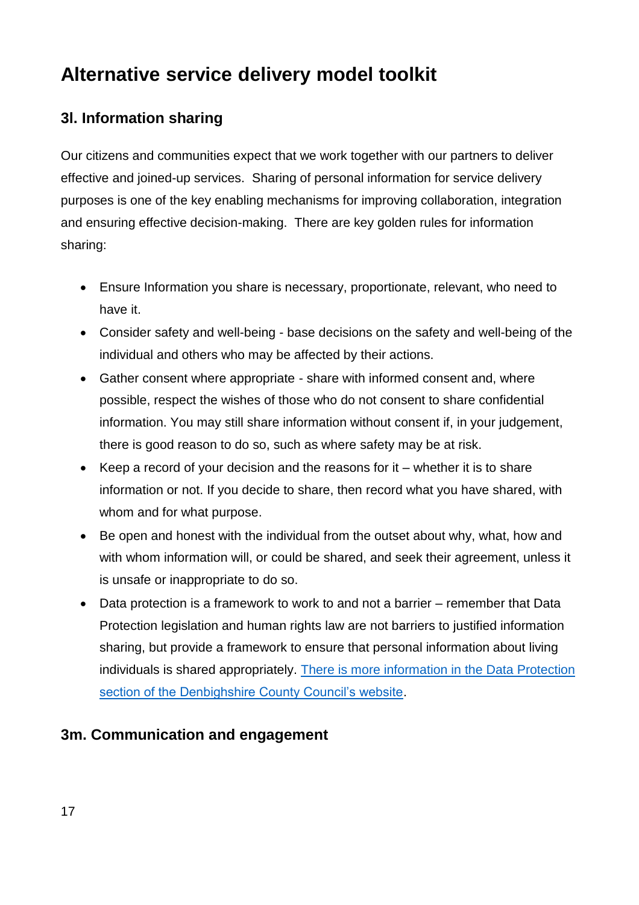# Alternative service delivery model toolkit

## 3l. Information sharing

Our citizens and communities expect that we work together with our partners to deliver effective and joined-up services. Sharing of personal information for service delivery purposes is one of the key enabling mechanisms for improving collaboration, integration and ensuring effective decision-making. There are key golden rules for information sharing:

- Ensure Information you share is necessary, proportionate, relevant, who need to have it.
- Consider safety and well-being - base decisions on the safety and well-being of the individual and others who may be affected by their actions.
- Gather consent where appropriate - share with informed consent and, where possible, respect the wishes of those who do not consent to share confidential information. You may still share information without consent if, in your judgement, there is good reason to do so, such as where safety may be at risk.
- Keep a record of your decision and the reasons for it – whether it is to share information or not. If you decide to share, then record what you have shared, with whom and for what purpose.
- Be open and honest with the individual from the outset about why, what, how and with whom information will, or could be shared, and seek their agreement, unless it is unsafe or inappropriate to do so.
- Data protection is a framework to work to and not a barrier – remember that Data Protection legislation and human rights law are not barriers to justified information sharing, but provide a framework to ensure that personal information about living individuals is shared appropriately. There is more information in the Data Protection section of the Denbighshire County Council's website.

## 3m. Communication and engagement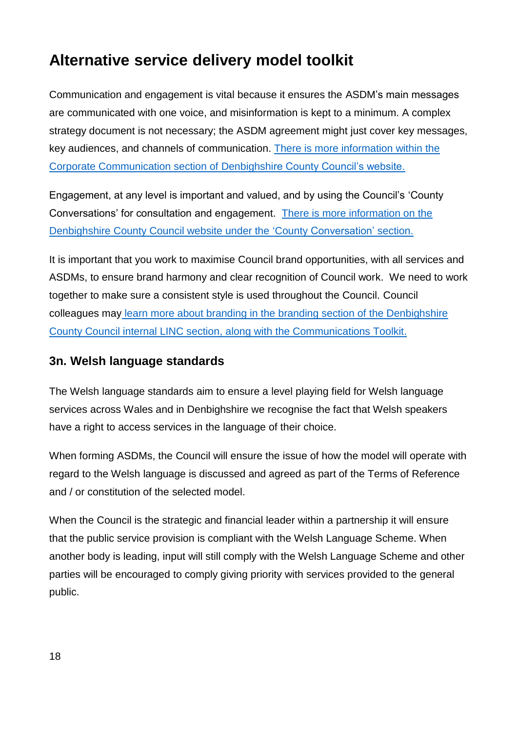# Alternative service delivery model toolkit

Communication and engagement is vital because it ensures the ASDM's main messages are communicated with one voice, and misinformation is kept to a minimum. A complex strategy document is not necessary; the ASDM agreement might just cover key messages, key audiences, and channels of communication. There is more information within the Corporate Communication section of Denbighshire County Council's website.

Engagement, at any level is important and valued, and by using the Council's 'County Conversations' for consultation and engagement. There is more information on the Denbighshire County Council website under the 'County Conversation' section.

It is important that you work to maximise Council brand opportunities, with all services and ASDMs, to ensure brand harmony and clear recognition of Council work. We need to work together to make sure a consistent style is used throughout the Council. Council colleagues may learn more about branding in the branding section of the Denbighshire County Council internal LINC section, along with the Communications Toolkit.

## 3n. Welsh language standards

The Welsh language standards aim to ensure a level playing field for Welsh language services across Wales and in Denbighshire we recognise the fact that Welsh speakers have a right to access services in the language of their choice.

When forming ASDMs, the Council will ensure the issue of how the model will operate with regard to the Welsh language is discussed and agreed as part of the Terms of Reference and / or constitution of the selected model.

When the Council is the strategic and financial leader within a partnership it will ensure that the public service provision is compliant with the Welsh Language Scheme. When another body is leading, input will still comply with the Welsh Language Scheme and other parties will be encouraged to comply giving priority with services provided to the general public.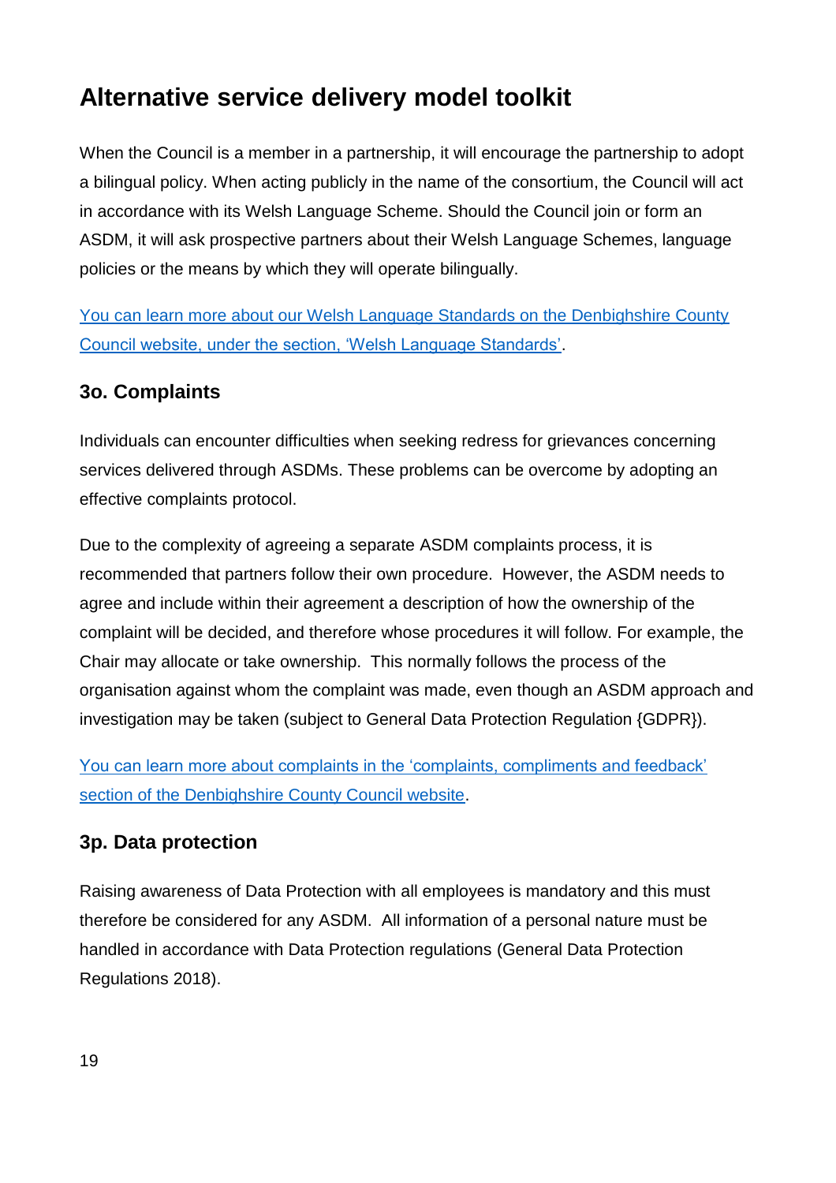# Alternative service delivery model toolkit

When the Council is a member in a partnership, it will encourage the partnership to adopt a bilingual policy. When acting publicly in the name of the consortium, the Council will act in accordance with its Welsh Language Scheme. Should the Council join or form an ASDM, it will ask prospective partners about their Welsh Language Schemes, language policies or the means by which they will operate bilingually.

You can learn more about our Welsh Language Standards on the Denbighshire County Council website, under the section, 'Welsh Language Standards'.

## 3o. Complaints

Individuals can encounter difficulties when seeking redress for grievances concerning services delivered through ASDMs. These problems can be overcome by adopting an effective complaints protocol.

Due to the complexity of agreeing a separate ASDM complaints process, it is recommended that partners follow their own procedure. However, the ASDM needs to agree and include within their agreement a description of how the ownership of the complaint will be decided, and therefore whose procedures it will follow. For example, the Chair may allocate or take ownership. This normally follows the process of the organisation against whom the complaint was made, even though an ASDM approach and investigation may be taken (subject to General Data Protection Regulation {GDPR}).

You can learn more about complaints in the 'complaints, compliments and feedback' section of the Denbighshire County Council website.

## 3p. Data protection

Raising awareness of Data Protection with all employees is mandatory and this must therefore be considered for any ASDM. All information of a personal nature must be handled in accordance with Data Protection regulations (General Data Protection Regulations 2018).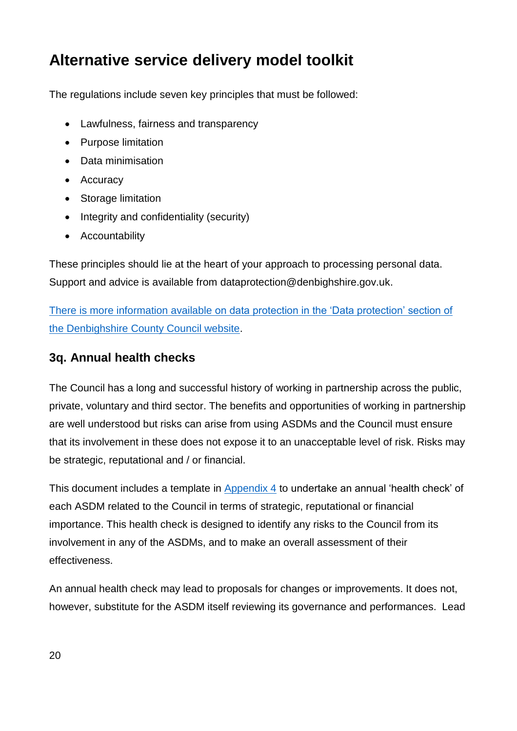The regulations include seven key principles that must be followed:

- Lawfulness, fairness and transparency
- Purpose limitation
- Data minimisation
- Accuracy
- Storage limitation
- Integrity and confidentiality (security)
- Accountability

These principles should lie at the heart of your approach to processing personal data. Support and advice is available from dataprotection@denbighshire.gov.uk.

There is more information available on data protection in the 'Data protection' section of the Denbighshire County Council website.

## 3q. Annual health checks

The Council has a long and successful history of working in partnership across the public, private, voluntary and third sector. The benefits and opportunities of working in partnership are well understood but risks can arise from using ASDMs and the Council must ensure that its involvement in these does not expose it to an unacceptable level of risk. Risks may be strategic, reputational and / or financial.

This document includes a template in Appendix 4 to undertake an annual 'health check' of each ASDM related to the Council in terms of strategic, reputational or financial importance. This health check is designed to identify any risks to the Council from its involvement in any of the ASDMs, and to make an overall assessment of their effectiveness.

An annual health check may lead to proposals for changes or improvements. It does not, however, substitute for the ASDM itself reviewing its governance and performances. Lead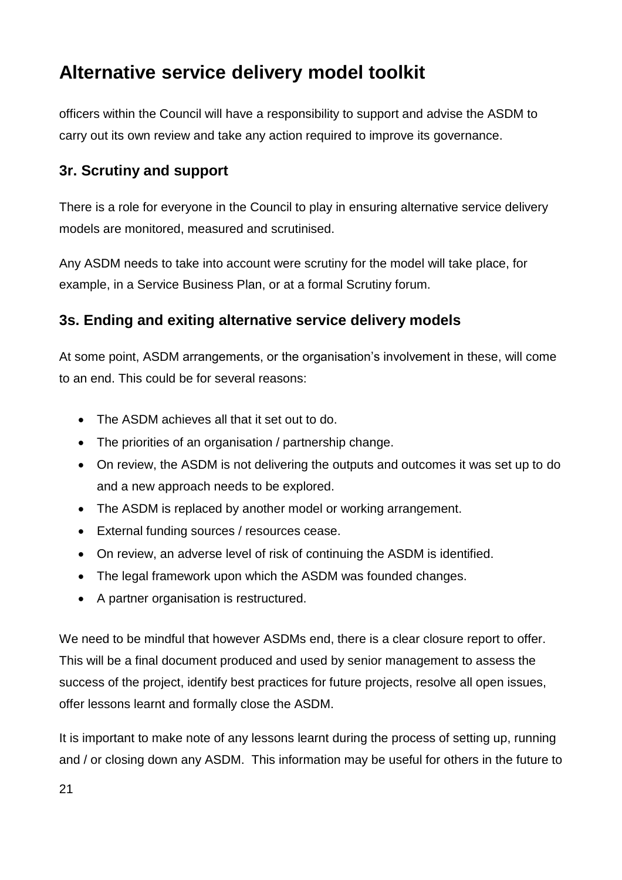officers within the Council will have a responsibility to support and advise the ASDM to carry out its own review and take any action required to improve its governance.

### 3r. Scrutiny and support

There is a role for everyone in the Council to play in ensuring alternative service delivery models are monitored, measured and scrutinised.

Any ASDM needs to take into account were scrutiny for the model will take place, for example, in a Service Business Plan, or at a formal Scrutiny forum.

### 3s. Ending and exiting alternative service delivery models

At some point, ASDM arrangements, or the organisation's involvement in these, will come to an end. This could be for several reasons:

- The ASDM achieves all that it set out to do.
- The priorities of an organisation / partnership change.
- On review, the ASDM is not delivering the outputs and outcomes it was set up to do and a new approach needs to be explored.
- The ASDM is replaced by another model or working arrangement.
- External funding sources / resources cease.
- On review, an adverse level of risk of continuing the ASDM is identified.
- The legal framework upon which the ASDM was founded changes.
- A partner organisation is restructured.

We need to be mindful that however ASDMs end, there is a clear closure report to offer. This will be a final document produced and used by senior management to assess the success of the project, identify best practices for future projects, resolve all open issues, offer lessons learnt and formally close the ASDM.

It is important to make note of any lessons learnt during the process of setting up, running and / or closing down any ASDM. This information may be useful for others in the future to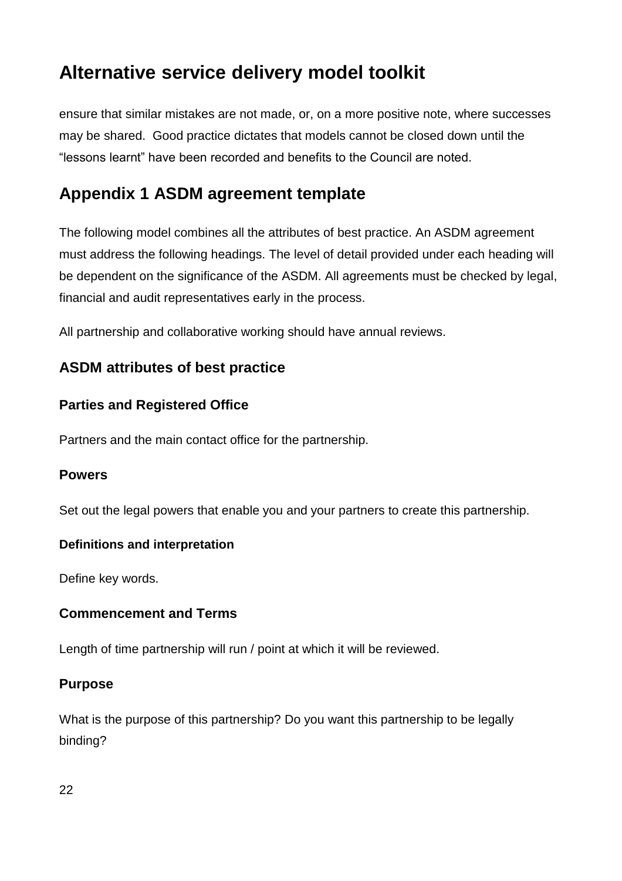ensure that similar mistakes are not made, or, on a more positive note, where successes may be shared. Good practice dictates that models cannot be closed down until the "lessons learnt" have been recorded and benefits to the Council are noted.

## Appendix 1 ASDM agreement template

The following model combines all the attributes of best practice. An ASDM agreement must address the following headings. The level of detail provided under each heading will be dependent on the significance of the ASDM. All agreements must be checked by legal, financial and audit representatives early in the process.

All partnership and collaborative working should have annual reviews.

### ASDM attributes of best practice

#### Parties and Registered Office

Partners and the main contact office for the partnership.

#### Powers

Set out the legal powers that enable you and your partners to create this partnership.

#### Definitions and interpretation

Define key words.

#### Commencement and Terms

Length of time partnership will run / point at which it will be reviewed.

#### Purpose

What is the purpose of this partnership? Do you want this partnership to be legally binding?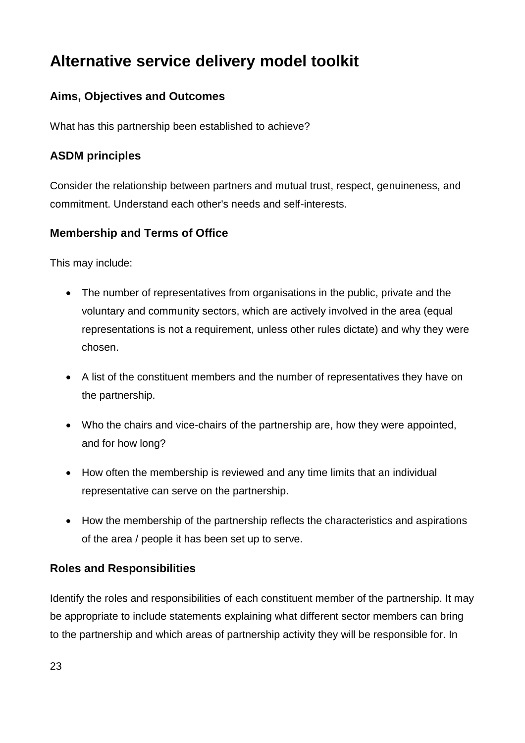# Alternative service delivery model toolkit

### Aims, Objectives and Outcomes

What has this partnership been established to achieve?

### ASDM principles

Consider the relationship between partners and mutual trust, respect, genuineness, and commitment. Understand each other's needs and self-interests.

### Membership and Terms of Office

This may include:

- The number of representatives from organisations in the public, private and the voluntary and community sectors, which are actively involved in the area (equal representations is not a requirement, unless other rules dictate) and why they were chosen.
- A list of the constituent members and the number of representatives they have on the partnership.
- Who the chairs and vice-chairs of the partnership are, how they were appointed, and for how long?
- How often the membership is reviewed and any time limits that an individual representative can serve on the partnership.
- How the membership of the partnership reflects the characteristics and aspirations of the area / people it has been set up to serve.

### Roles and Responsibilities

Identify the roles and responsibilities of each constituent member of the partnership. It may be appropriate to include statements explaining what different sector members can bring to the partnership and which areas of partnership activity they will be responsible for. In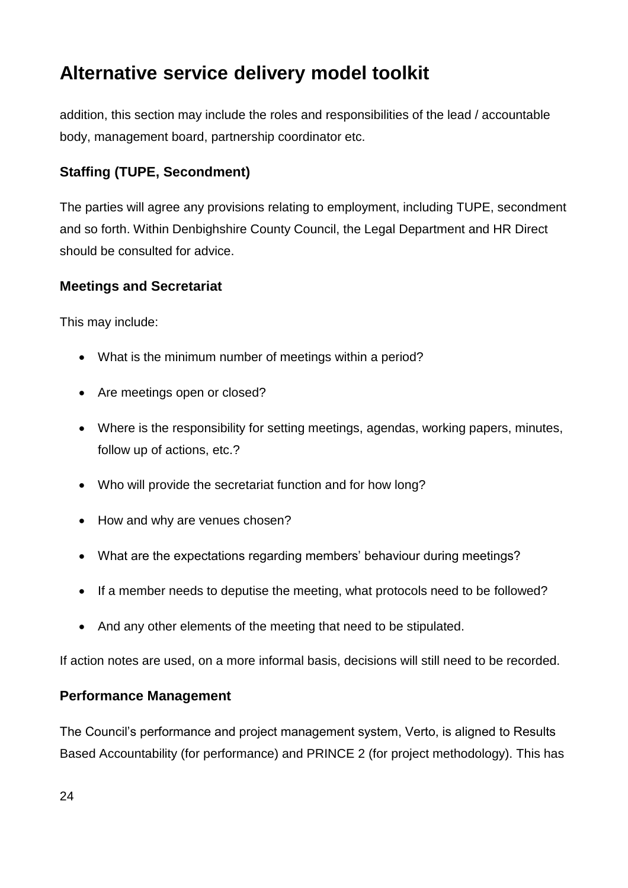addition, this section may include the roles and responsibilities of the lead / accountable body, management board, partnership coordinator etc.

### Staffing (TUPE, Secondment)

The parties will agree any provisions relating to employment, including TUPE, secondment and so forth. Within Denbighshire County Council, the Legal Department and HR Direct should be consulted for advice.

### Meetings and Secretariat

This may include:

- What is the minimum number of meetings within a period?
- Are meetings open or closed?
- Where is the responsibility for setting meetings, agendas, working papers, minutes, follow up of actions, etc.?
- Who will provide the secretariat function and for how long?
- How and why are venues chosen?
- What are the expectations regarding members' behaviour during meetings?
- If a member needs to deputise the meeting, what protocols need to be followed?
- And any other elements of the meeting that need to be stipulated.

If action notes are used, on a more informal basis, decisions will still need to be recorded.

### Performance Management

The Council's performance and project management system, Verto, is aligned to Results Based Accountability (for performance) and PRINCE 2 (for project methodology). This has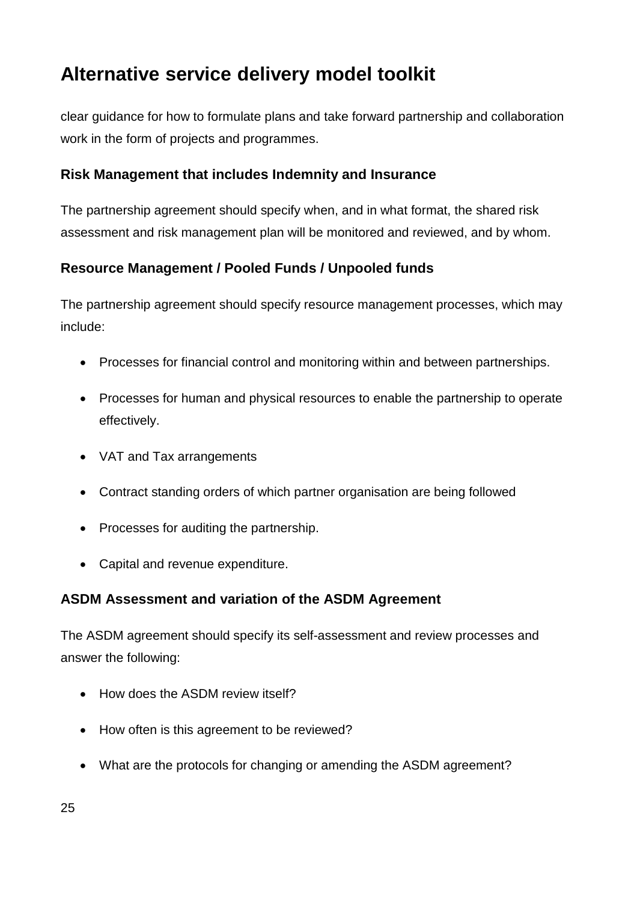clear guidance for how to formulate plans and take forward partnership and collaboration work in the form of projects and programmes.

### Risk Management that includes Indemnity and Insurance

The partnership agreement should specify when, and in what format, the shared risk assessment and risk management plan will be monitored and reviewed, and by whom.

### Resource Management / Pooled Funds / Unpooled funds

The partnership agreement should specify resource management processes, which may include:

- Processes for financial control and monitoring within and between partnerships.
- Processes for human and physical resources to enable the partnership to operate effectively.
- VAT and Tax arrangements
- Contract standing orders of which partner organisation are being followed
- Processes for auditing the partnership.
- Capital and revenue expenditure.

### ASDM Assessment and variation of the ASDM Agreement

The ASDM agreement should specify its self-assessment and review processes and answer the following:

- How does the ASDM review itself?
- How often is this agreement to be reviewed?
- What are the protocols for changing or amending the ASDM agreement?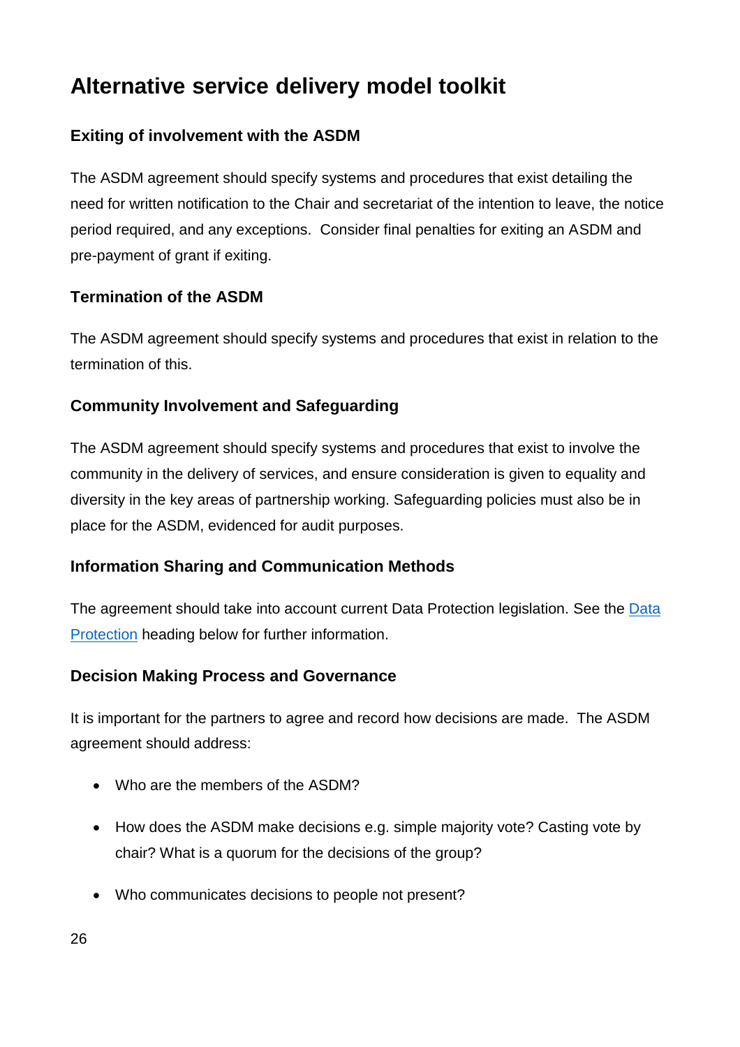# Alternative service delivery model toolkit

### Exiting of involvement with the ASDM

The ASDM agreement should specify systems and procedures that exist detailing the need for written notification to the Chair and secretariat of the intention to leave, the notice period required, and any exceptions.  Consider final penalties for exiting an ASDM and pre-payment of grant if exiting.

### Termination of the ASDM

The ASDM agreement should specify systems and procedures that exist in relation to the termination of this.

### Community Involvement and Safeguarding

The ASDM agreement should specify systems and procedures that exist to involve the community in the delivery of services, and ensure consideration is given to equality and diversity in the key areas of partnership working. Safeguarding policies must also be in place for the ASDM, evidenced for audit purposes.

### Information Sharing and Communication Methods

The agreement should take into account current Data Protection legislation. See the [Data Protection]() heading below for further information.

### Decision Making Process and Governance

It is important for the partners to agree and record how decisions are made.  The ASDM agreement should address:

- Who are the members of the ASDM?
- How does the ASDM make decisions e.g. simple majority vote? Casting vote by chair? What is a quorum for the decisions of the group?
- Who communicates decisions to people not present?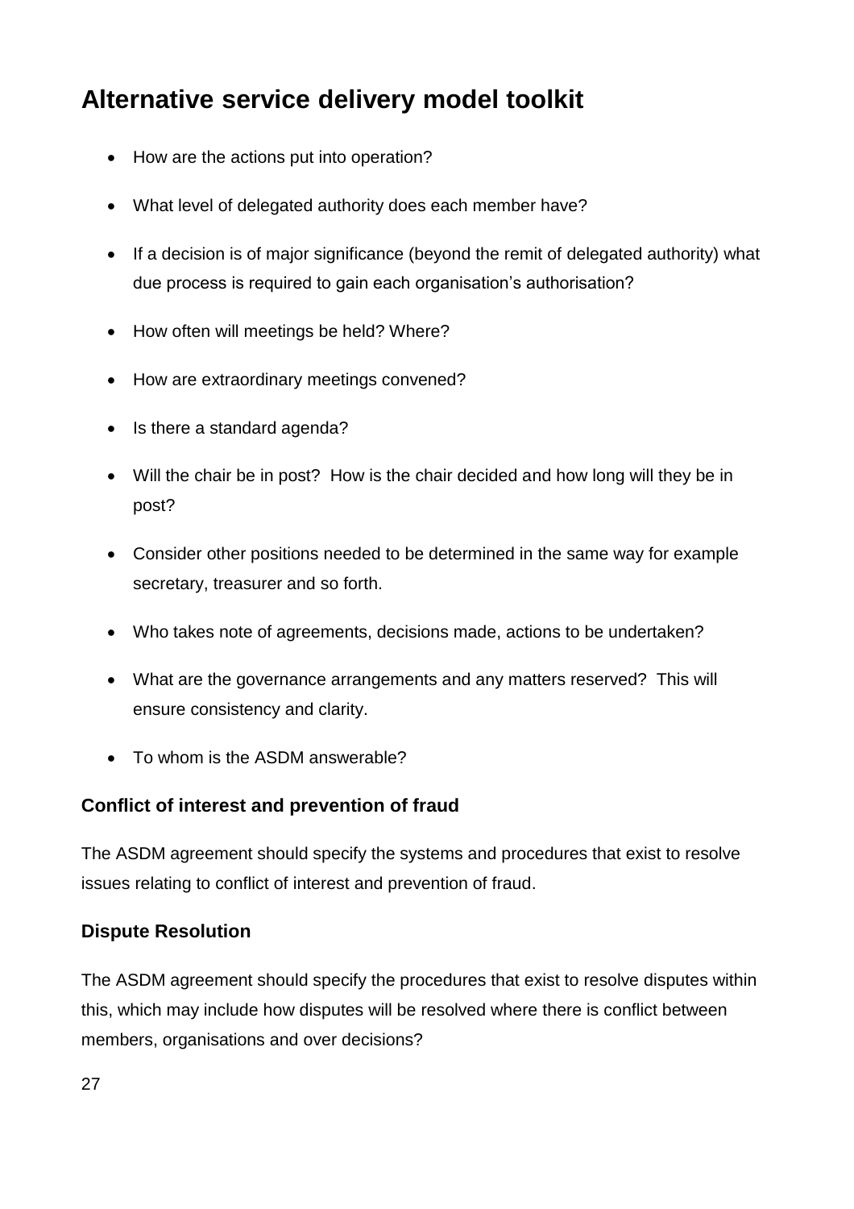- How are the actions put into operation?
- What level of delegated authority does each member have?
- If a decision is of major significance (beyond the remit of delegated authority) what due process is required to gain each organisation's authorisation?
- How often will meetings be held? Where?
- How are extraordinary meetings convened?
- Is there a standard agenda?
- Will the chair be in post? How is the chair decided and how long will they be in post?
- Consider other positions needed to be determined in the same way for example secretary, treasurer and so forth.
- Who takes note of agreements, decisions made, actions to be undertaken?
- What are the governance arrangements and any matters reserved? This will ensure consistency and clarity.
- To whom is the ASDM answerable?

### Conflict of interest and prevention of fraud

The ASDM agreement should specify the systems and procedures that exist to resolve issues relating to conflict of interest and prevention of fraud.

### Dispute Resolution

The ASDM agreement should specify the procedures that exist to resolve disputes within this, which may include how disputes will be resolved where there is conflict between members, organisations and over decisions?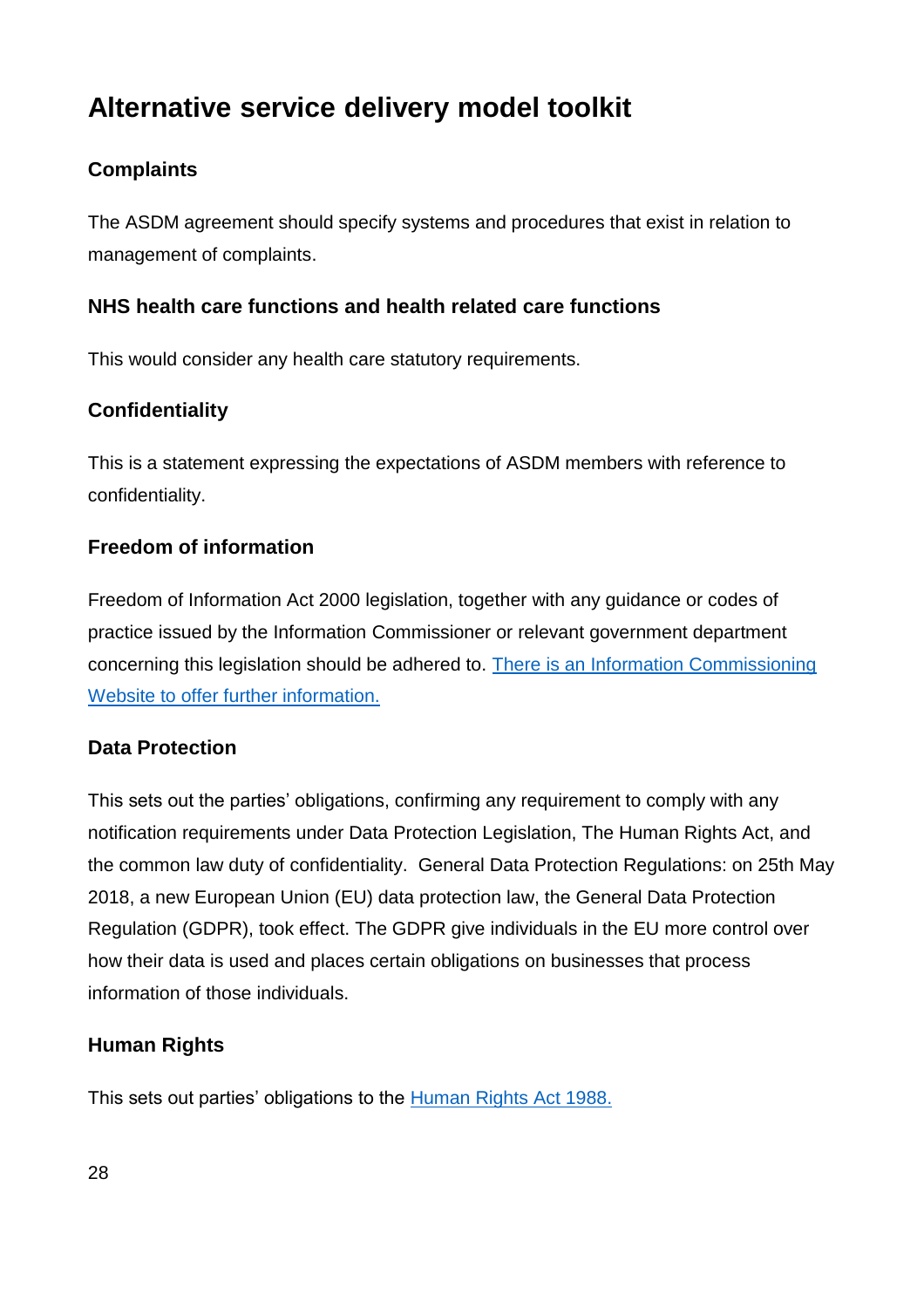# Alternative service delivery model toolkit

### Complaints

The ASDM agreement should specify systems and procedures that exist in relation to management of complaints.

### NHS health care functions and health related care functions

This would consider any health care statutory requirements.

### Confidentiality

This is a statement expressing the expectations of ASDM members with reference to confidentiality.

### Freedom of information

Freedom of Information Act 2000 legislation, together with any guidance or codes of practice issued by the Information Commissioner or relevant government department concerning this legislation should be adhered to. There is an Information Commissioning Website to offer further information.

### Data Protection

This sets out the parties' obligations, confirming any requirement to comply with any notification requirements under Data Protection Legislation, The Human Rights Act, and the common law duty of confidentiality.  General Data Protection Regulations: on 25th May 2018, a new European Union (EU) data protection law, the General Data Protection Regulation (GDPR), took effect. The GDPR give individuals in the EU more control over how their data is used and places certain obligations on businesses that process information of those individuals.

### Human Rights

This sets out parties' obligations to the Human Rights Act 1988.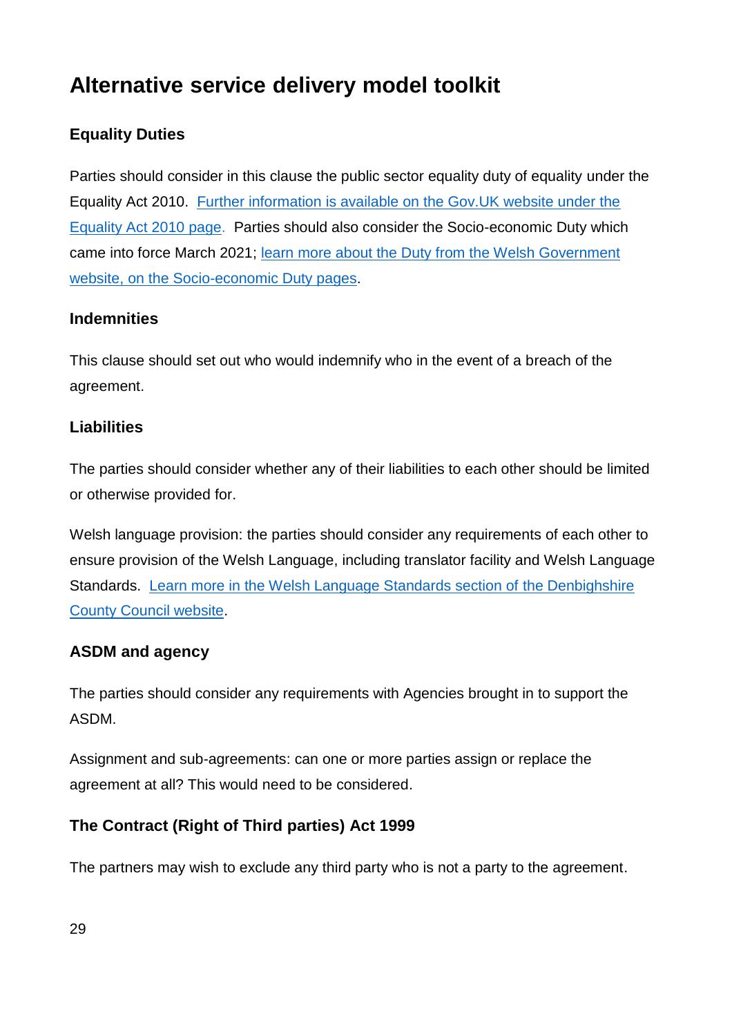# Alternative service delivery model toolkit

### Equality Duties

Parties should consider in this clause the public sector equality duty of equality under the Equality Act 2010. Further information is available on the Gov.UK website under the Equality Act 2010 page. Parties should also consider the Socio-economic Duty which came into force March 2021; learn more about the Duty from the Welsh Government website, on the Socio-economic Duty pages.

### Indemnities

This clause should set out who would indemnify who in the event of a breach of the agreement.

### Liabilities

The parties should consider whether any of their liabilities to each other should be limited or otherwise provided for.

Welsh language provision: the parties should consider any requirements of each other to ensure provision of the Welsh Language, including translator facility and Welsh Language Standards. Learn more in the Welsh Language Standards section of the Denbighshire County Council website.

### ASDM and agency

The parties should consider any requirements with Agencies brought in to support the ASDM.

Assignment and sub-agreements: can one or more parties assign or replace the agreement at all? This would need to be considered.

### The Contract (Right of Third parties) Act 1999

The partners may wish to exclude any third party who is not a party to the agreement.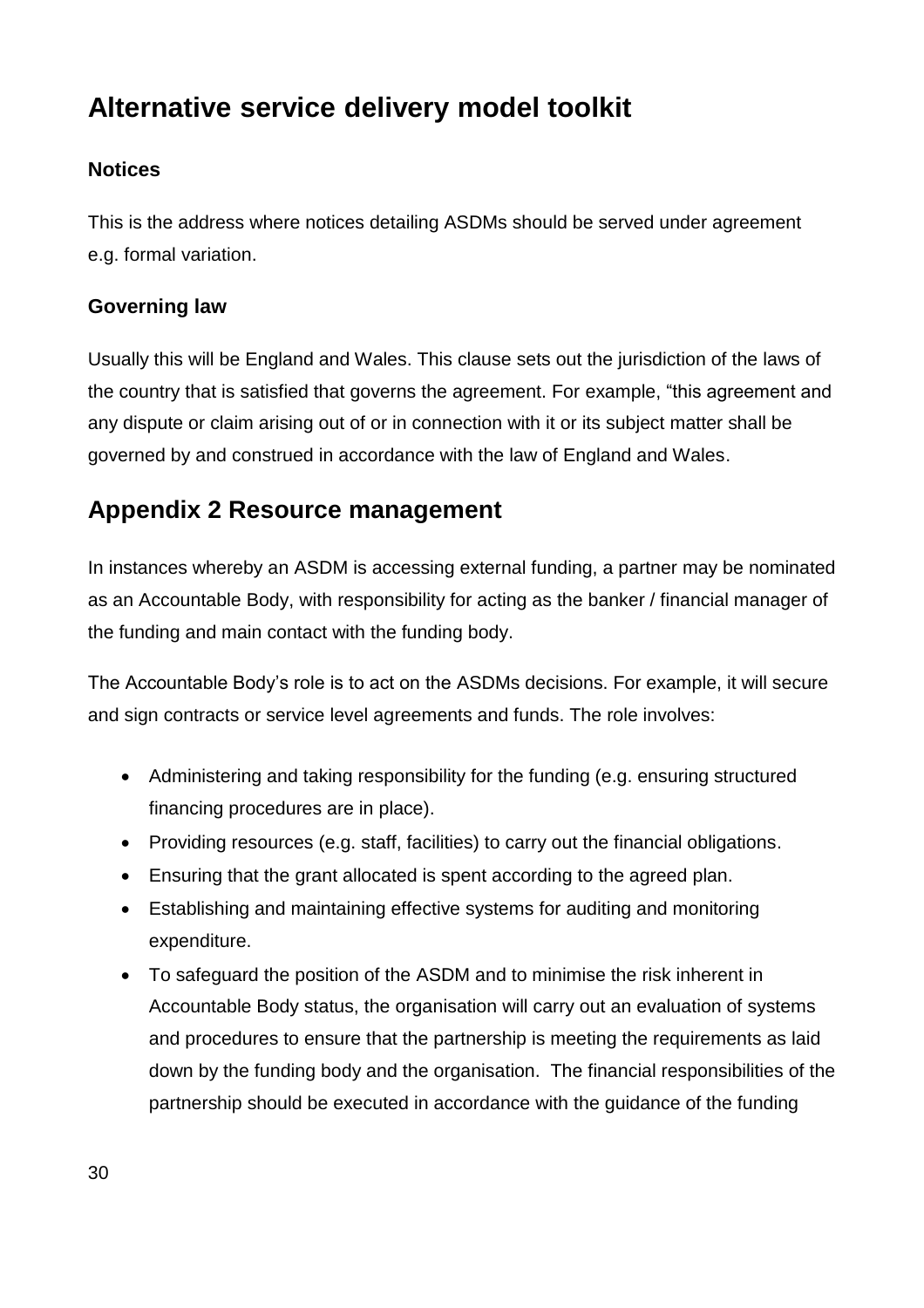# Alternative service delivery model toolkit

### Notices

This is the address where notices detailing ASDMs should be served under agreement e.g. formal variation.

### Governing law

Usually this will be England and Wales. This clause sets out the jurisdiction of the laws of the country that is satisfied that governs the agreement. For example, "this agreement and any dispute or claim arising out of or in connection with it or its subject matter shall be governed by and construed in accordance with the law of England and Wales.

## Appendix 2 Resource management

In instances whereby an ASDM is accessing external funding, a partner may be nominated as an Accountable Body, with responsibility for acting as the banker / financial manager of the funding and main contact with the funding body.

The Accountable Body's role is to act on the ASDMs decisions. For example, it will secure and sign contracts or service level agreements and funds. The role involves:

- Administering and taking responsibility for the funding (e.g. ensuring structured financing procedures are in place).
- Providing resources (e.g. staff, facilities) to carry out the financial obligations.
- Ensuring that the grant allocated is spent according to the agreed plan.
- Establishing and maintaining effective systems for auditing and monitoring expenditure.
- To safeguard the position of the ASDM and to minimise the risk inherent in Accountable Body status, the organisation will carry out an evaluation of systems and procedures to ensure that the partnership is meeting the requirements as laid down by the funding body and the organisation. The financial responsibilities of the partnership should be executed in accordance with the guidance of the funding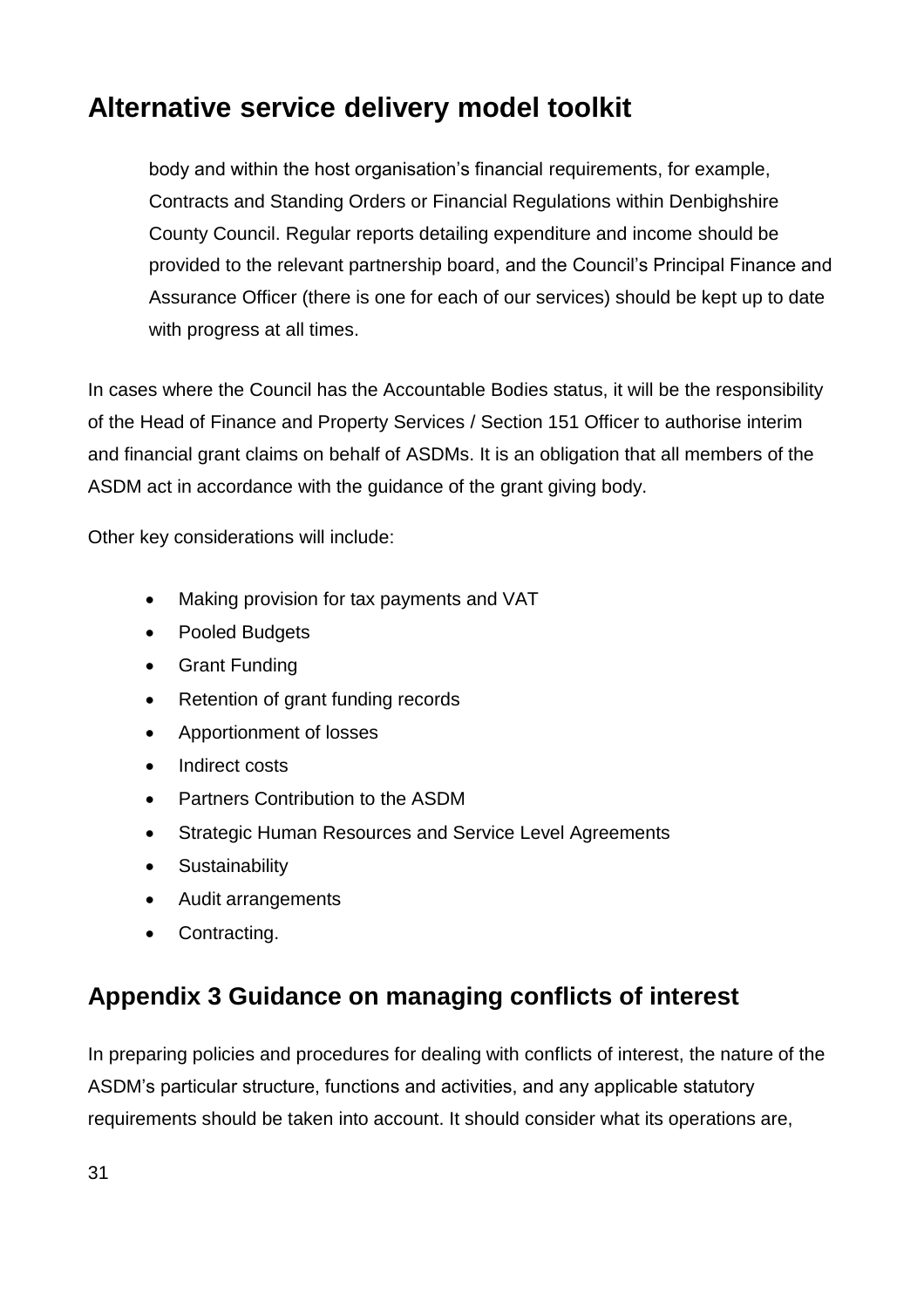body and within the host organisation's financial requirements, for example, Contracts and Standing Orders or Financial Regulations within Denbighshire County Council. Regular reports detailing expenditure and income should be provided to the relevant partnership board, and the Council's Principal Finance and Assurance Officer (there is one for each of our services) should be kept up to date with progress at all times.

In cases where the Council has the Accountable Bodies status, it will be the responsibility of the Head of Finance and Property Services / Section 151 Officer to authorise interim and financial grant claims on behalf of ASDMs. It is an obligation that all members of the ASDM act in accordance with the guidance of the grant giving body.

Other key considerations will include:

- Making provision for tax payments and VAT
- Pooled Budgets
- Grant Funding
- Retention of grant funding records
- Apportionment of losses
- Indirect costs
- Partners Contribution to the ASDM
- Strategic Human Resources and Service Level Agreements
- Sustainability
- Audit arrangements
- Contracting.

## Appendix 3 Guidance on managing conflicts of interest

In preparing policies and procedures for dealing with conflicts of interest, the nature of the ASDM's particular structure, functions and activities, and any applicable statutory requirements should be taken into account. It should consider what its operations are,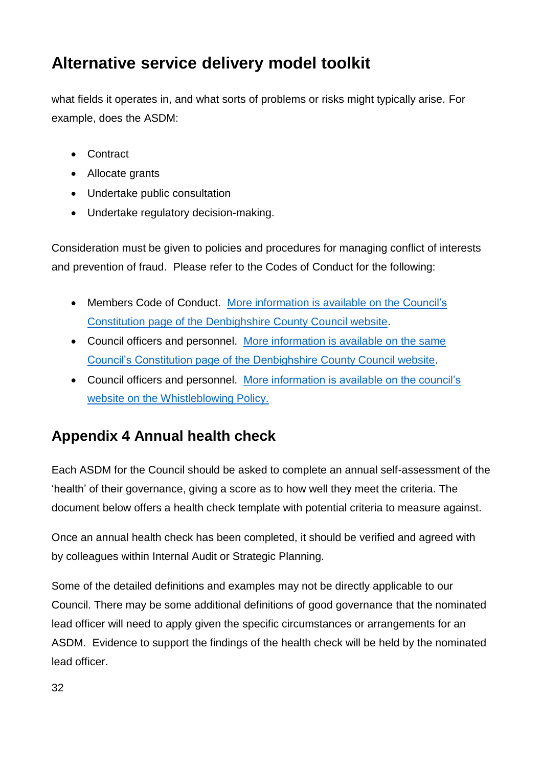what fields it operates in, and what sorts of problems or risks might typically arise. For example, does the ASDM:

- Contract
- Allocate grants
- Undertake public consultation
- Undertake regulatory decision-making.

Consideration must be given to policies and procedures for managing conflict of interests and prevention of fraud. Please refer to the Codes of Conduct for the following:

- Members Code of Conduct. More information is available on the Council's Constitution page of the Denbighshire County Council website.
- Council officers and personnel. More information is available on the same Council's Constitution page of the Denbighshire County Council website.
- Council officers and personnel. More information is available on the council's website on the Whistleblowing Policy.

## Appendix 4 Annual health check

Each ASDM for the Council should be asked to complete an annual self-assessment of the 'health' of their governance, giving a score as to how well they meet the criteria. The document below offers a health check template with potential criteria to measure against.

Once an annual health check has been completed, it should be verified and agreed with by colleagues within Internal Audit or Strategic Planning.

Some of the detailed definitions and examples may not be directly applicable to our Council. There may be some additional definitions of good governance that the nominated lead officer will need to apply given the specific circumstances or arrangements for an ASDM. Evidence to support the findings of the health check will be held by the nominated lead officer.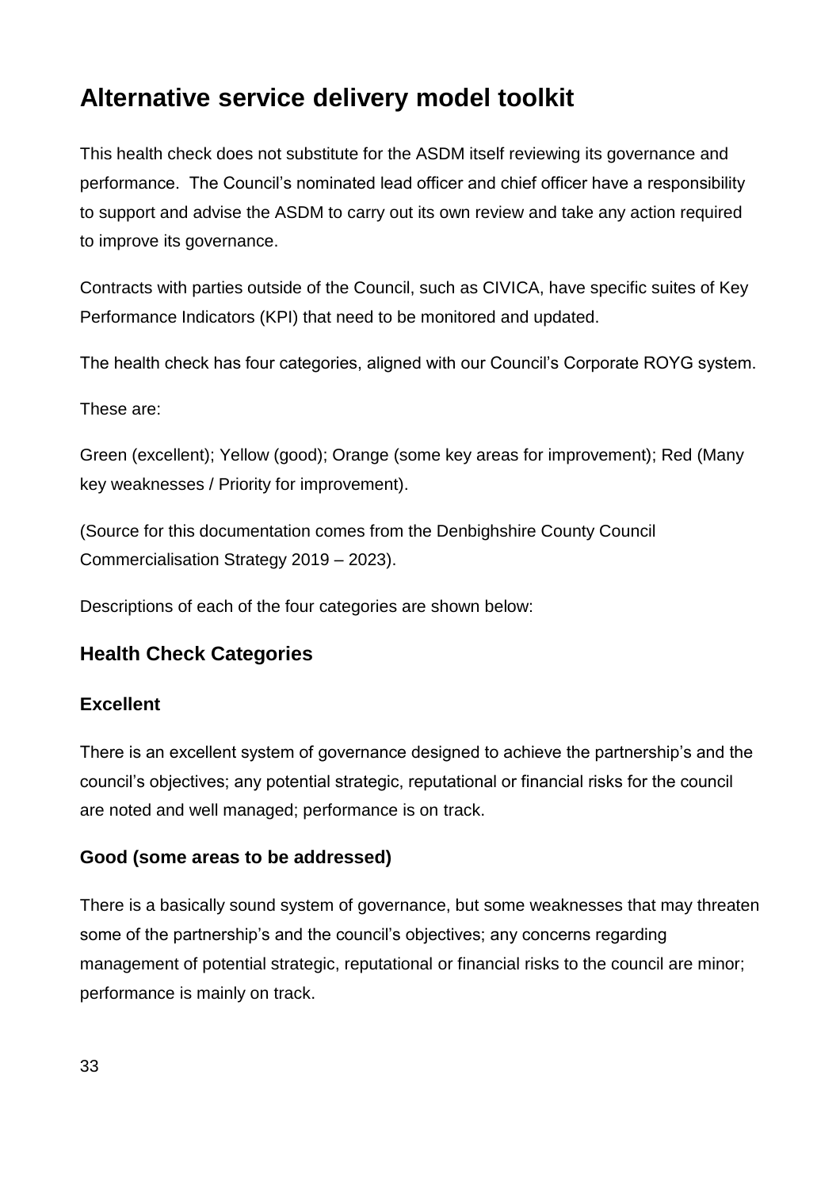# Alternative service delivery model toolkit

This health check does not substitute for the ASDM itself reviewing its governance and performance. The Council's nominated lead officer and chief officer have a responsibility to support and advise the ASDM to carry out its own review and take any action required to improve its governance.

Contracts with parties outside of the Council, such as CIVICA, have specific suites of Key Performance Indicators (KPI) that need to be monitored and updated.

The health check has four categories, aligned with our Council's Corporate ROYG system.

These are:

Green (excellent); Yellow (good); Orange (some key areas for improvement); Red (Many key weaknesses / Priority for improvement).

(Source for this documentation comes from the Denbighshire County Council Commercialisation Strategy 2019 – 2023).

Descriptions of each of the four categories are shown below:

## Health Check Categories

### Excellent

There is an excellent system of governance designed to achieve the partnership's and the council's objectives; any potential strategic, reputational or financial risks for the council are noted and well managed; performance is on track.

### Good (some areas to be addressed)

There is a basically sound system of governance, but some weaknesses that may threaten some of the partnership's and the council's objectives; any concerns regarding management of potential strategic, reputational or financial risks to the council are minor; performance is mainly on track.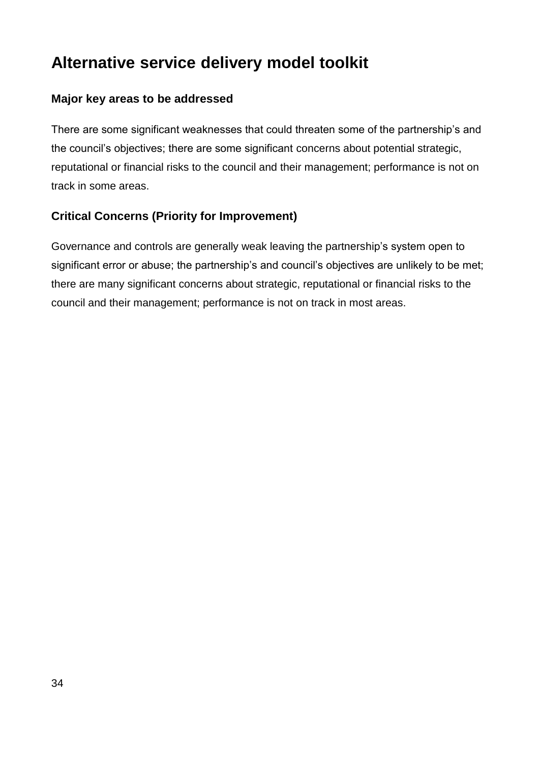# Alternative service delivery model toolkit

### Major key areas to be addressed

There are some significant weaknesses that could threaten some of the partnership's and the council's objectives; there are some significant concerns about potential strategic, reputational or financial risks to the council and their management; performance is not on track in some areas.

### Critical Concerns (Priority for Improvement)

Governance and controls are generally weak leaving the partnership's system open to significant error or abuse; the partnership's and council's objectives are unlikely to be met; there are many significant concerns about strategic, reputational or financial risks to the council and their management; performance is not on track in most areas.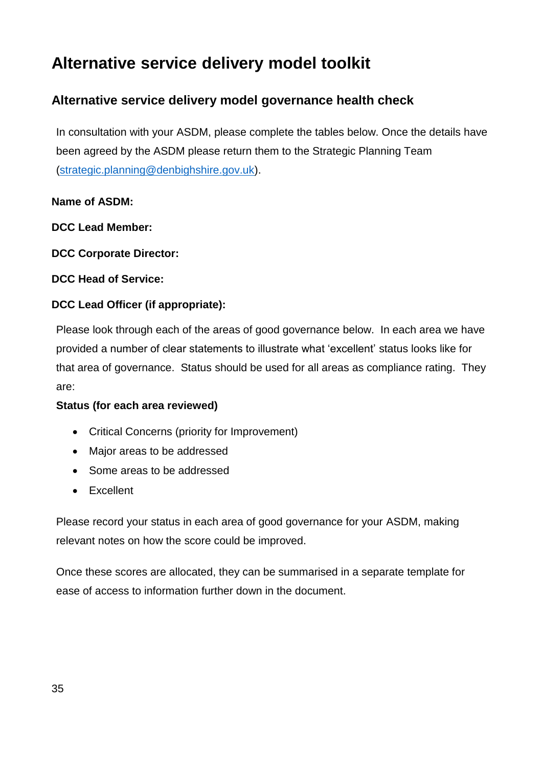# Alternative service delivery model toolkit

## Alternative service delivery model governance health check

In consultation with your ASDM, please complete the tables below. Once the details have been agreed by the ASDM please return them to the Strategic Planning Team (strategic.planning@denbighshire.gov.uk).

**Name of ASDM:**

**DCC Lead Member:**

**DCC Corporate Director:**

**DCC Head of Service:**

**DCC Lead Officer (if appropriate):**

Please look through each of the areas of good governance below. In each area we have provided a number of clear statements to illustrate what 'excellent' status looks like for that area of governance. Status should be used for all areas as compliance rating. They are:

**Status (for each area reviewed)**

- Critical Concerns (priority for Improvement)
- Major areas to be addressed
- Some areas to be addressed
- Excellent

Please record your status in each area of good governance for your ASDM, making relevant notes on how the score could be improved.

Once these scores are allocated, they can be summarised in a separate template for ease of access to information further down in the document.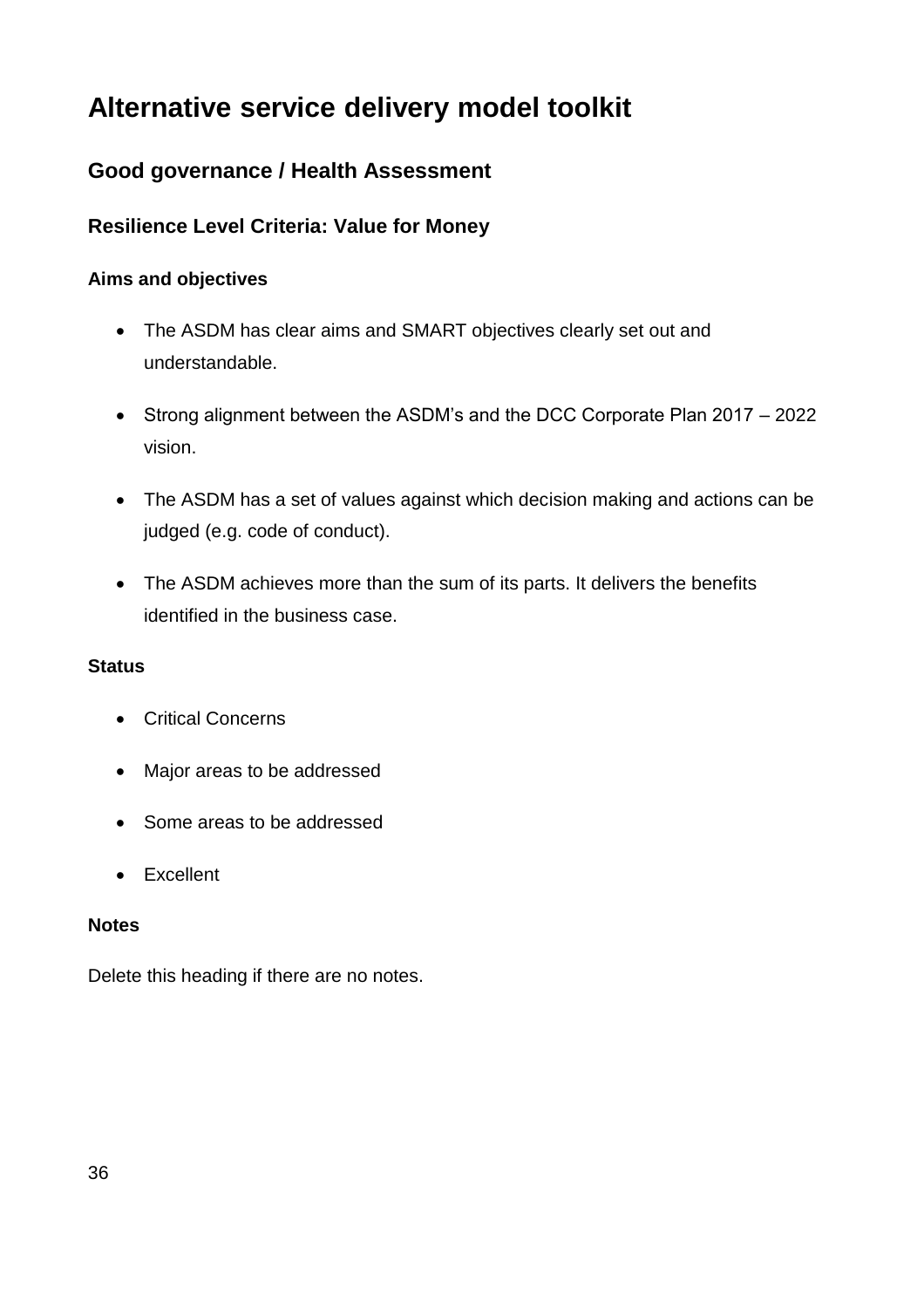# Alternative service delivery model toolkit

## Good governance / Health Assessment

### Resilience Level Criteria: Value for Money

#### Aims and objectives

- The ASDM has clear aims and SMART objectives clearly set out and understandable.
- Strong alignment between the ASDM's and the DCC Corporate Plan 2017 – 2022 vision.
- The ASDM has a set of values against which decision making and actions can be judged (e.g. code of conduct).
- The ASDM achieves more than the sum of its parts. It delivers the benefits identified in the business case.

#### Status

- Critical Concerns
- Major areas to be addressed
- Some areas to be addressed
- Excellent

#### Notes

Delete this heading if there are no notes.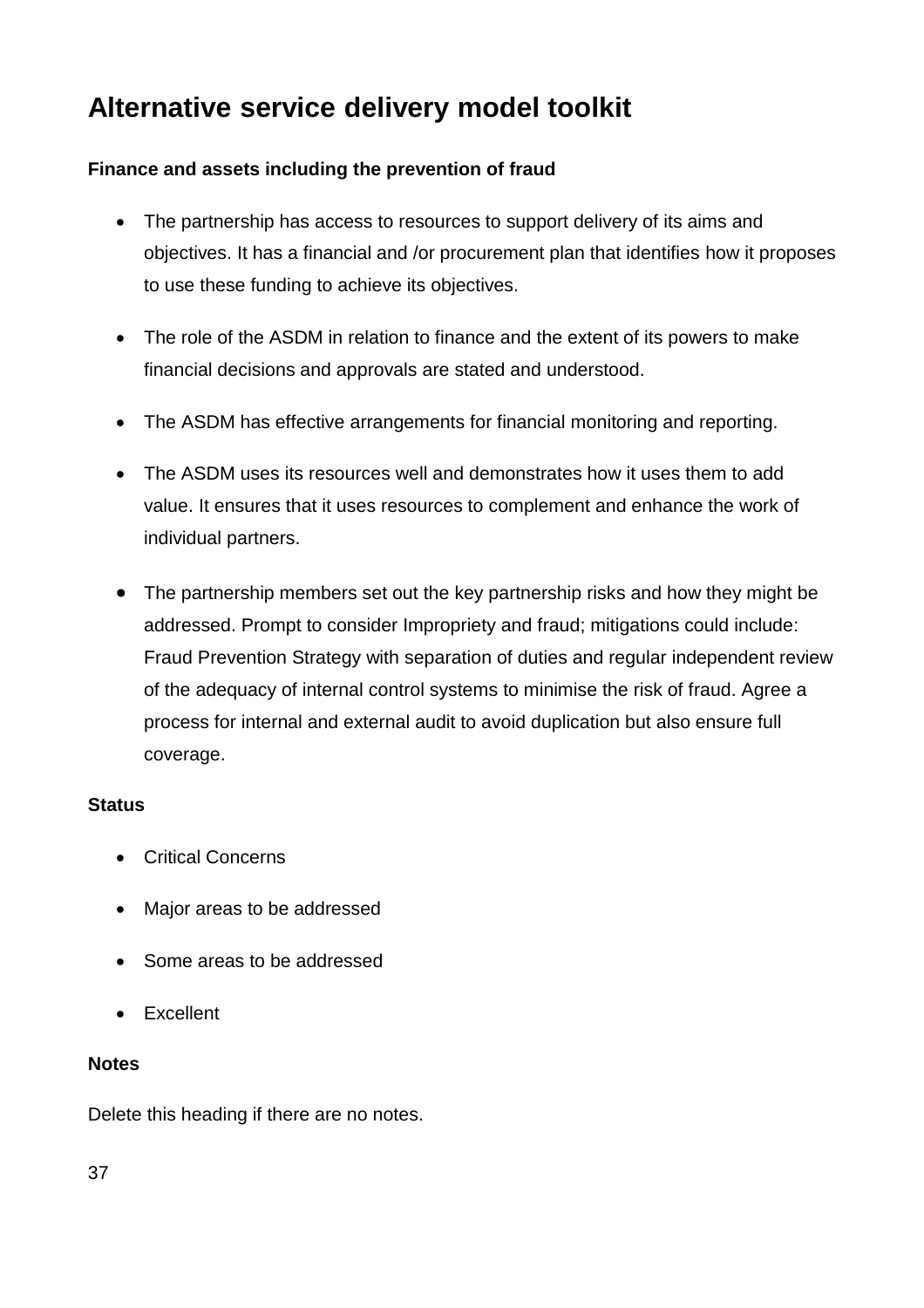# Alternative service delivery model toolkit

**Finance and assets including the prevention of fraud**

- The partnership has access to resources to support delivery of its aims and objectives. It has a financial and /or procurement plan that identifies how it proposes to use these funding to achieve its objectives.
- The role of the ASDM in relation to finance and the extent of its powers to make financial decisions and approvals are stated and understood.
- The ASDM has effective arrangements for financial monitoring and reporting.
- The ASDM uses its resources well and demonstrates how it uses them to add value. It ensures that it uses resources to complement and enhance the work of individual partners.
- The partnership members set out the key partnership risks and how they might be addressed. Prompt to consider Impropriety and fraud; mitigations could include: Fraud Prevention Strategy with separation of duties and regular independent review of the adequacy of internal control systems to minimise the risk of fraud. Agree a process for internal and external audit to avoid duplication but also ensure full coverage.

**Status**

- Critical Concerns
- Major areas to be addressed
- Some areas to be addressed
- Excellent

**Notes**

Delete this heading if there are no notes.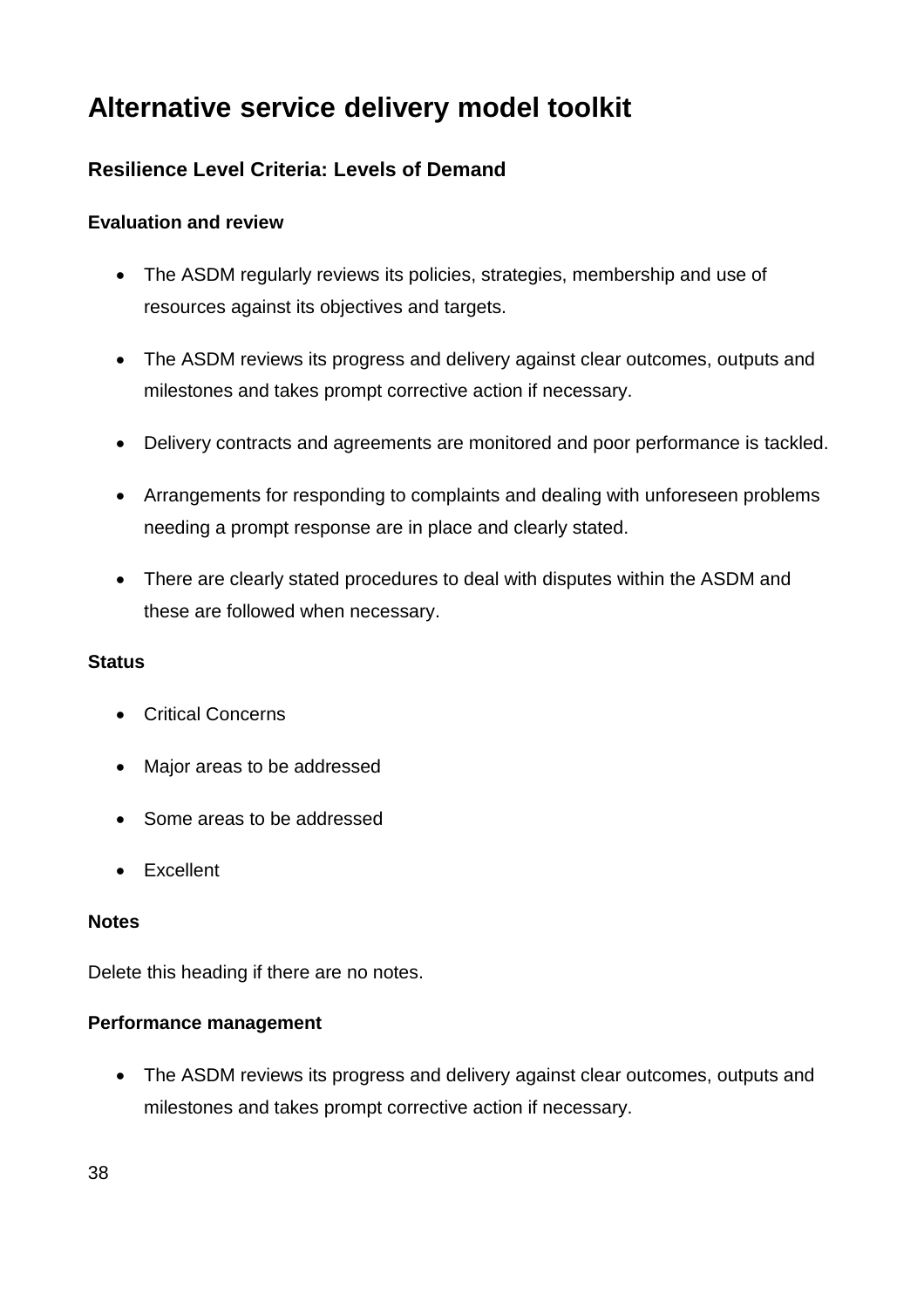# Alternative service delivery model toolkit

## Resilience Level Criteria: Levels of Demand

### Evaluation and review

- The ASDM regularly reviews its policies, strategies, membership and use of resources against its objectives and targets.
- The ASDM reviews its progress and delivery against clear outcomes, outputs and milestones and takes prompt corrective action if necessary.
- Delivery contracts and agreements are monitored and poor performance is tackled.
- Arrangements for responding to complaints and dealing with unforeseen problems needing a prompt response are in place and clearly stated.
- There are clearly stated procedures to deal with disputes within the ASDM and these are followed when necessary.

### Status

- Critical Concerns
- Major areas to be addressed
- Some areas to be addressed
- Excellent

### Notes

Delete this heading if there are no notes.

### Performance management

- The ASDM reviews its progress and delivery against clear outcomes, outputs and milestones and takes prompt corrective action if necessary.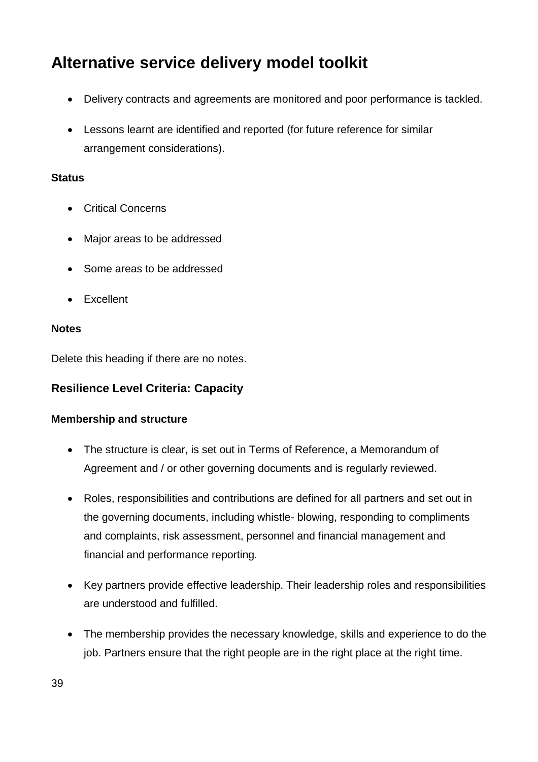- Delivery contracts and agreements are monitored and poor performance is tackled.
- Lessons learnt are identified and reported (for future reference for similar arrangement considerations).

#### Status

- Critical Concerns
- Major areas to be addressed
- Some areas to be addressed
- Excellent

#### Notes

Delete this heading if there are no notes.

### Resilience Level Criteria: Capacity

#### Membership and structure

- The structure is clear, is set out in Terms of Reference, a Memorandum of Agreement and / or other governing documents and is regularly reviewed.
- Roles, responsibilities and contributions are defined for all partners and set out in the governing documents, including whistle- blowing, responding to compliments and complaints, risk assessment, personnel and financial management and financial and performance reporting.
- Key partners provide effective leadership. Their leadership roles and responsibilities are understood and fulfilled.
- The membership provides the necessary knowledge, skills and experience to do the job. Partners ensure that the right people are in the right place at the right time.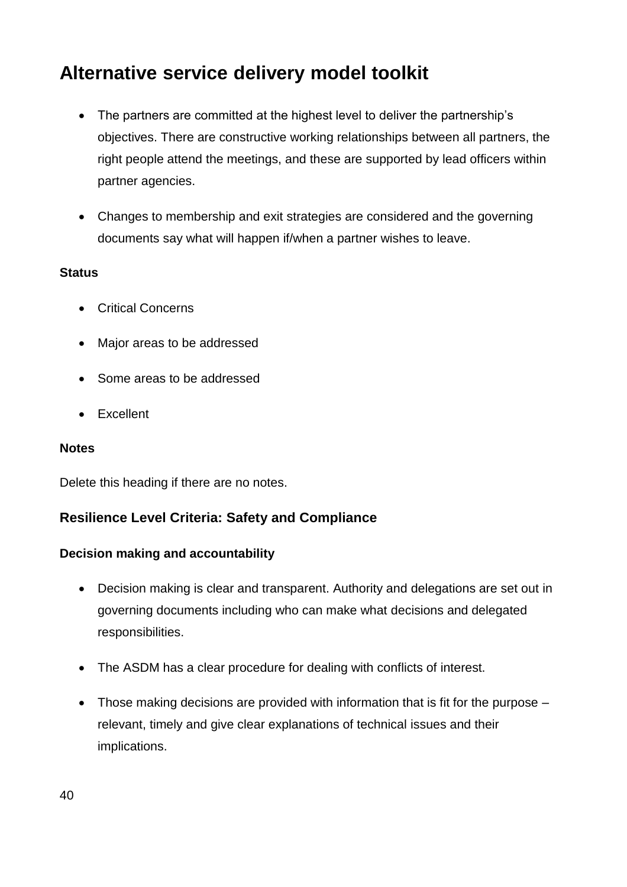- The partners are committed at the highest level to deliver the partnership's objectives. There are constructive working relationships between all partners, the right people attend the meetings, and these are supported by lead officers within partner agencies.
- Changes to membership and exit strategies are considered and the governing documents say what will happen if/when a partner wishes to leave.

**Status**

- Critical Concerns
- Major areas to be addressed
- Some areas to be addressed
- Excellent

**Notes**

Delete this heading if there are no notes.

### Resilience Level Criteria: Safety and Compliance

**Decision making and accountability**

- Decision making is clear and transparent. Authority and delegations are set out in governing documents including who can make what decisions and delegated responsibilities.
- The ASDM has a clear procedure for dealing with conflicts of interest.
- Those making decisions are provided with information that is fit for the purpose – relevant, timely and give clear explanations of technical issues and their implications.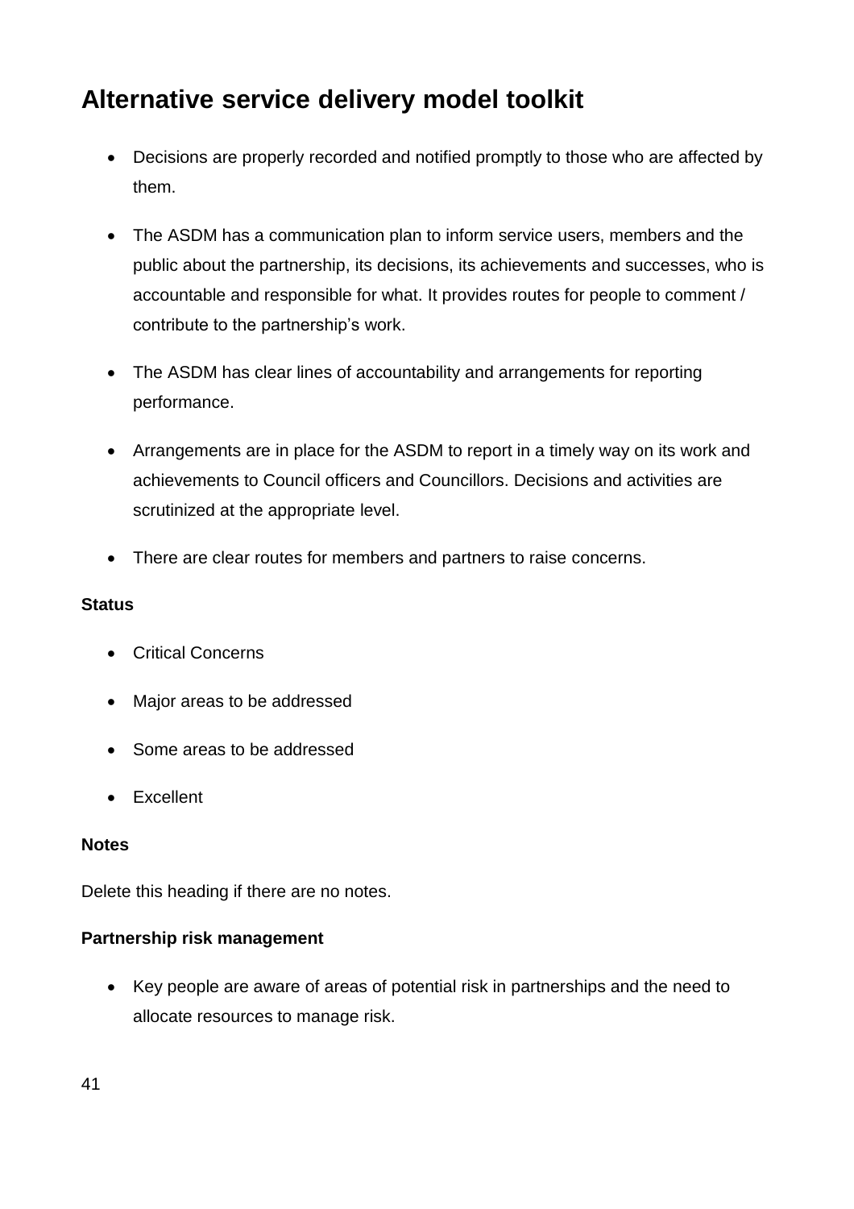- Decisions are properly recorded and notified promptly to those who are affected by them.
- The ASDM has a communication plan to inform service users, members and the public about the partnership, its decisions, its achievements and successes, who is accountable and responsible for what. It provides routes for people to comment / contribute to the partnership's work.
- The ASDM has clear lines of accountability and arrangements for reporting performance.
- Arrangements are in place for the ASDM to report in a timely way on its work and achievements to Council officers and Councillors. Decisions and activities are scrutinized at the appropriate level.
- There are clear routes for members and partners to raise concerns.

**Status**

- Critical Concerns
- Major areas to be addressed
- Some areas to be addressed
- Excellent

**Notes**

Delete this heading if there are no notes.

**Partnership risk management**

- Key people are aware of areas of potential risk in partnerships and the need to allocate resources to manage risk.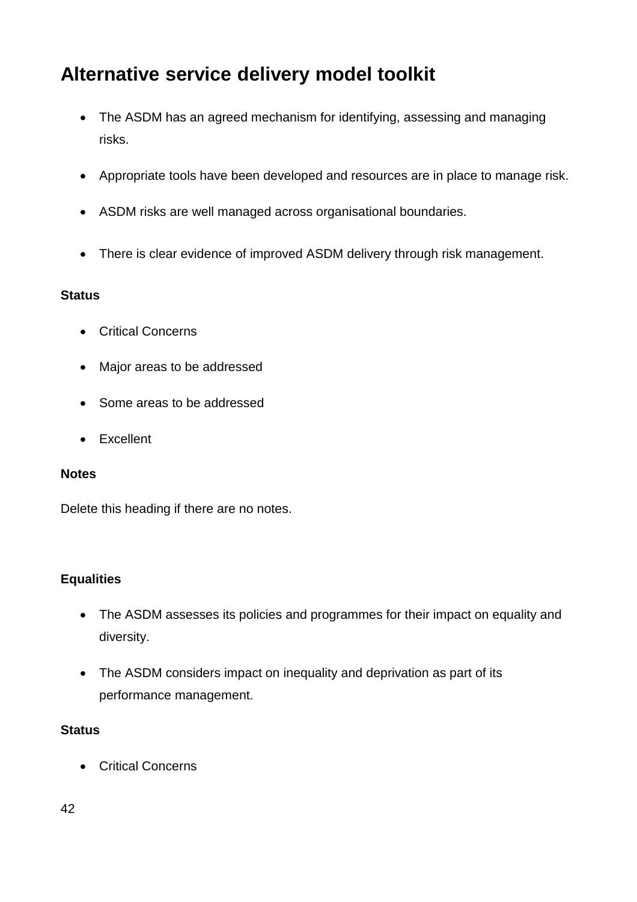## Alternative service delivery model toolkit

- The ASDM has an agreed mechanism for identifying, assessing and managing risks.
- Appropriate tools have been developed and resources are in place to manage risk.
- ASDM risks are well managed across organisational boundaries.
- There is clear evidence of improved ASDM delivery through risk management.

**Status**

- Critical Concerns
- Major areas to be addressed
- Some areas to be addressed
- Excellent

**Notes**

Delete this heading if there are no notes.

**Equalities**

- The ASDM assesses its policies and programmes for their impact on equality and diversity.
- The ASDM considers impact on inequality and deprivation as part of its performance management.

**Status**

- Critical Concerns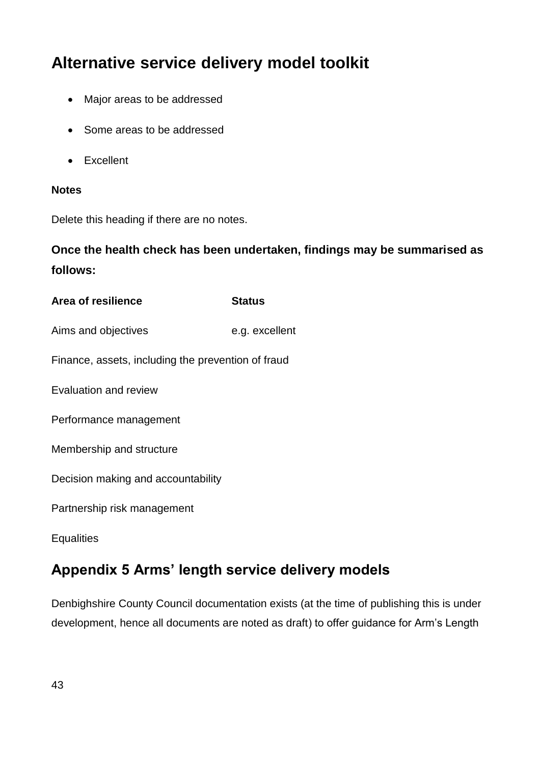## Alternative service delivery model toolkit

- Major areas to be addressed
- Some areas to be addressed
- Excellent

**Notes**

Delete this heading if there are no notes.

### Once the health check has been undertaken, findings may be summarised as follows:

| Area of resilience | Status |
|---|---|
| Aims and objectives | e.g. excellent |
| Finance, assets, including the prevention of fraud | |
| Evaluation and review | |
| Performance management | |
| Membership and structure | |
| Decision making and accountability | |
| Partnership risk management | |
| Equalities | |

## Appendix 5 Arms' length service delivery models

Denbighshire County Council documentation exists (at the time of publishing this is under development, hence all documents are noted as draft) to offer guidance for Arm's Length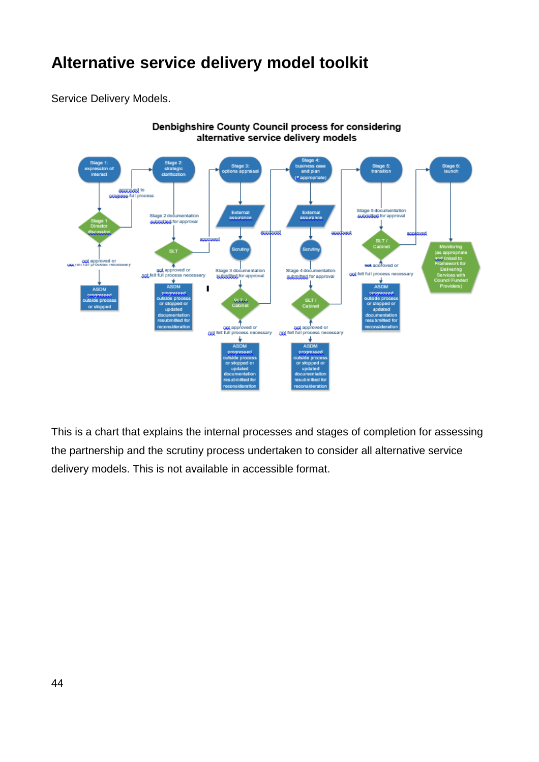# Alternative service delivery model toolkit

Service Delivery Models.

**Denbighshire County Council process for considering alternative service delivery models**

This is a chart that explains the internal processes and stages of completion for assessing the partnership and the scrutiny process undertaken to consider all alternative service delivery models. This is not available in accessible format.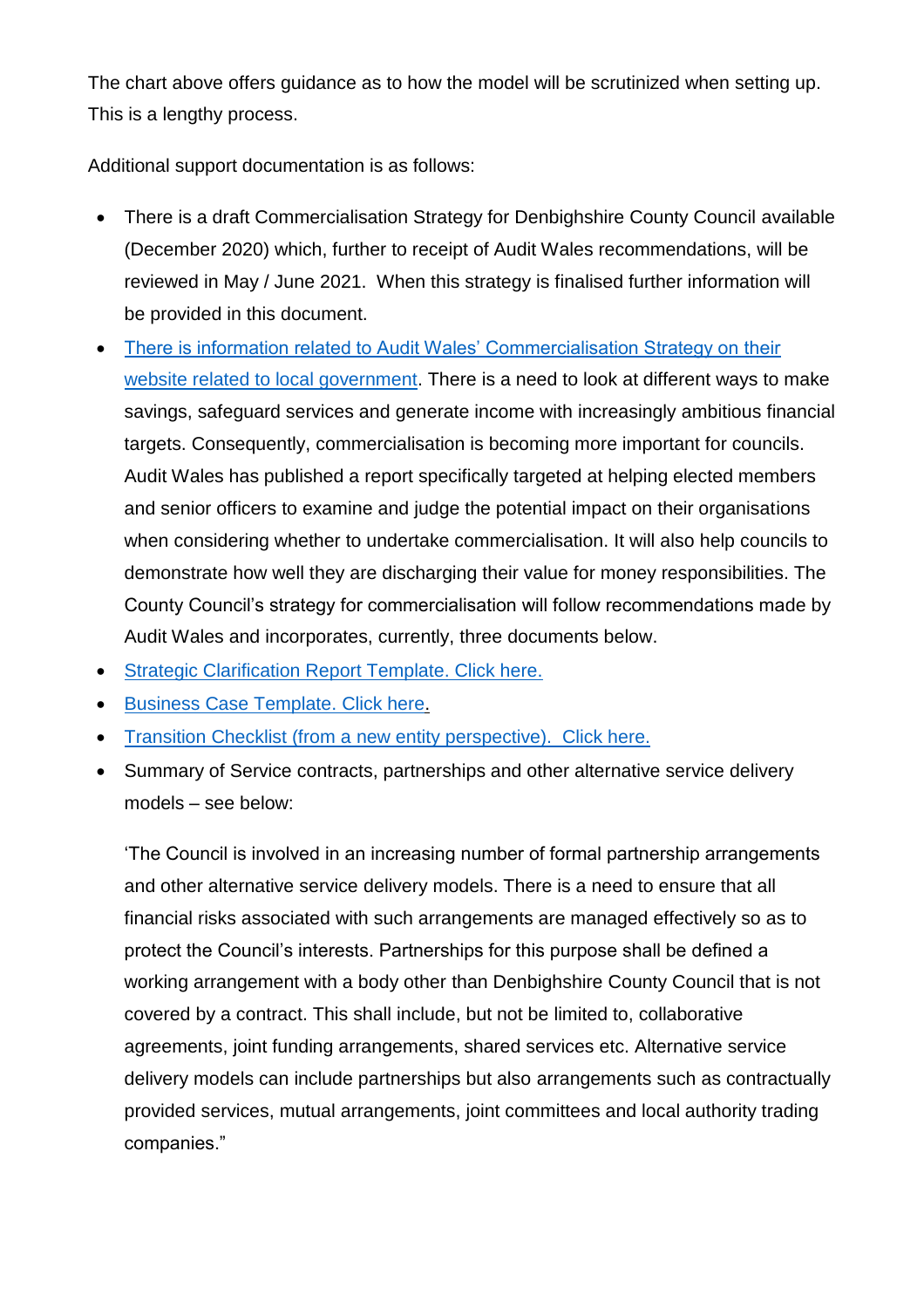The chart above offers guidance as to how the model will be scrutinized when setting up. This is a lengthy process.

Additional support documentation is as follows:

- There is a draft Commercialisation Strategy for Denbighshire County Council available (December 2020) which, further to receipt of Audit Wales recommendations, will be reviewed in May / June 2021. When this strategy is finalised further information will be provided in this document.
- There is information related to Audit Wales' Commercialisation Strategy on their website related to local government. There is a need to look at different ways to make savings, safeguard services and generate income with increasingly ambitious financial targets. Consequently, commercialisation is becoming more important for councils. Audit Wales has published a report specifically targeted at helping elected members and senior officers to examine and judge the potential impact on their organisations when considering whether to undertake commercialisation. It will also help councils to demonstrate how well they are discharging their value for money responsibilities. The County Council's strategy for commercialisation will follow recommendations made by Audit Wales and incorporates, currently, three documents below.
- Strategic Clarification Report Template. Click here.
- Business Case Template. Click here.
- Transition Checklist (from a new entity perspective). Click here.
- Summary of Service contracts, partnerships and other alternative service delivery models – see below:

  'The Council is involved in an increasing number of formal partnership arrangements and other alternative service delivery models. There is a need to ensure that all financial risks associated with such arrangements are managed effectively so as to protect the Council's interests. Partnerships for this purpose shall be defined a working arrangement with a body other than Denbighshire County Council that is not covered by a contract. This shall include, but not be limited to, collaborative agreements, joint funding arrangements, shared services etc. Alternative service delivery models can include partnerships but also arrangements such as contractually provided services, mutual arrangements, joint committees and local authority trading companies."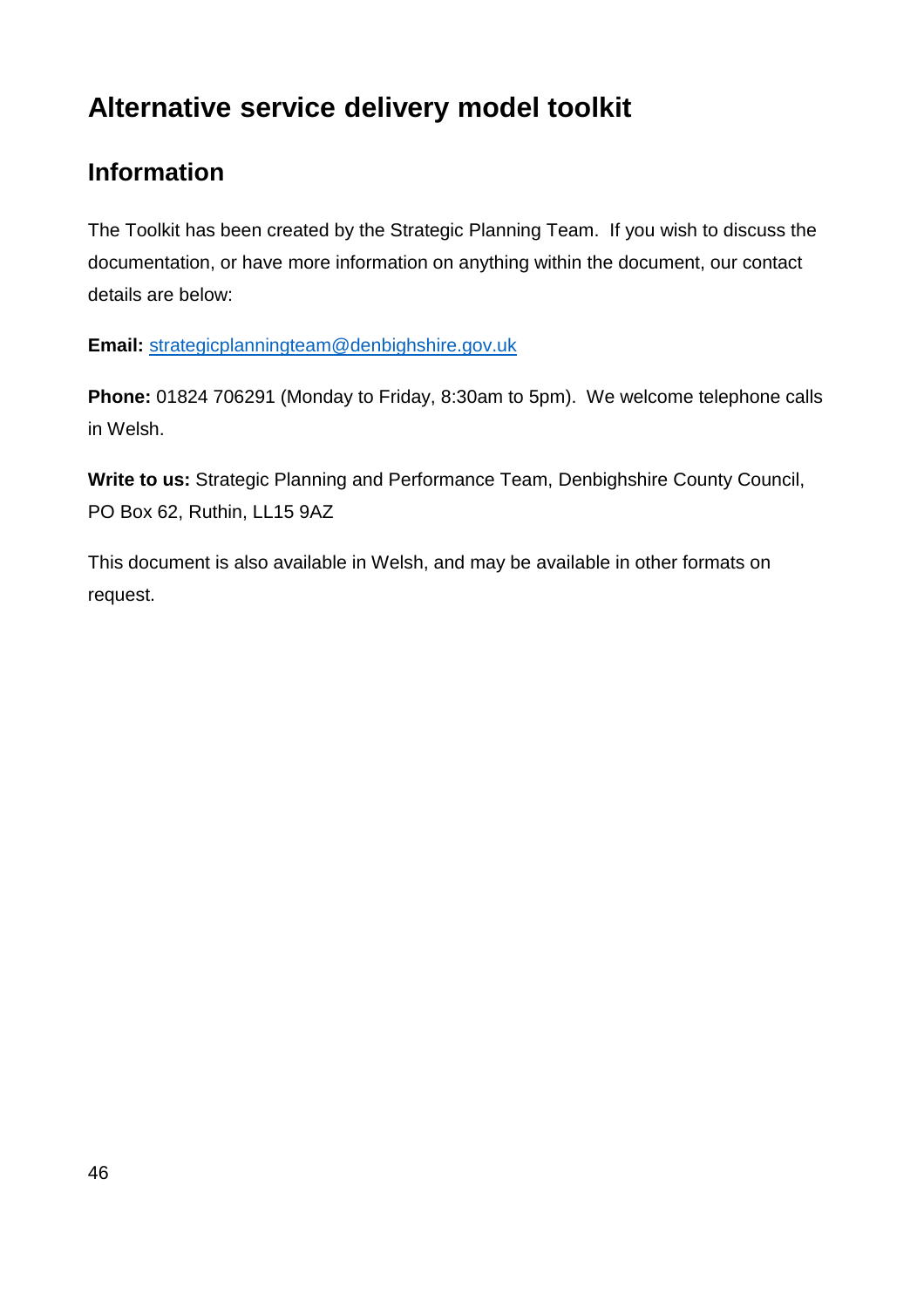# Alternative service delivery model toolkit

## Information

The Toolkit has been created by the Strategic Planning Team. If you wish to discuss the documentation, or have more information on anything within the document, our contact details are below:

**Email:** strategicplanningteam@denbighshire.gov.uk

**Phone:** 01824 706291 (Monday to Friday, 8:30am to 5pm). We welcome telephone calls in Welsh.

**Write to us:** Strategic Planning and Performance Team, Denbighshire County Council, PO Box 62, Ruthin, LL15 9AZ

This document is also available in Welsh, and may be available in other formats on request.